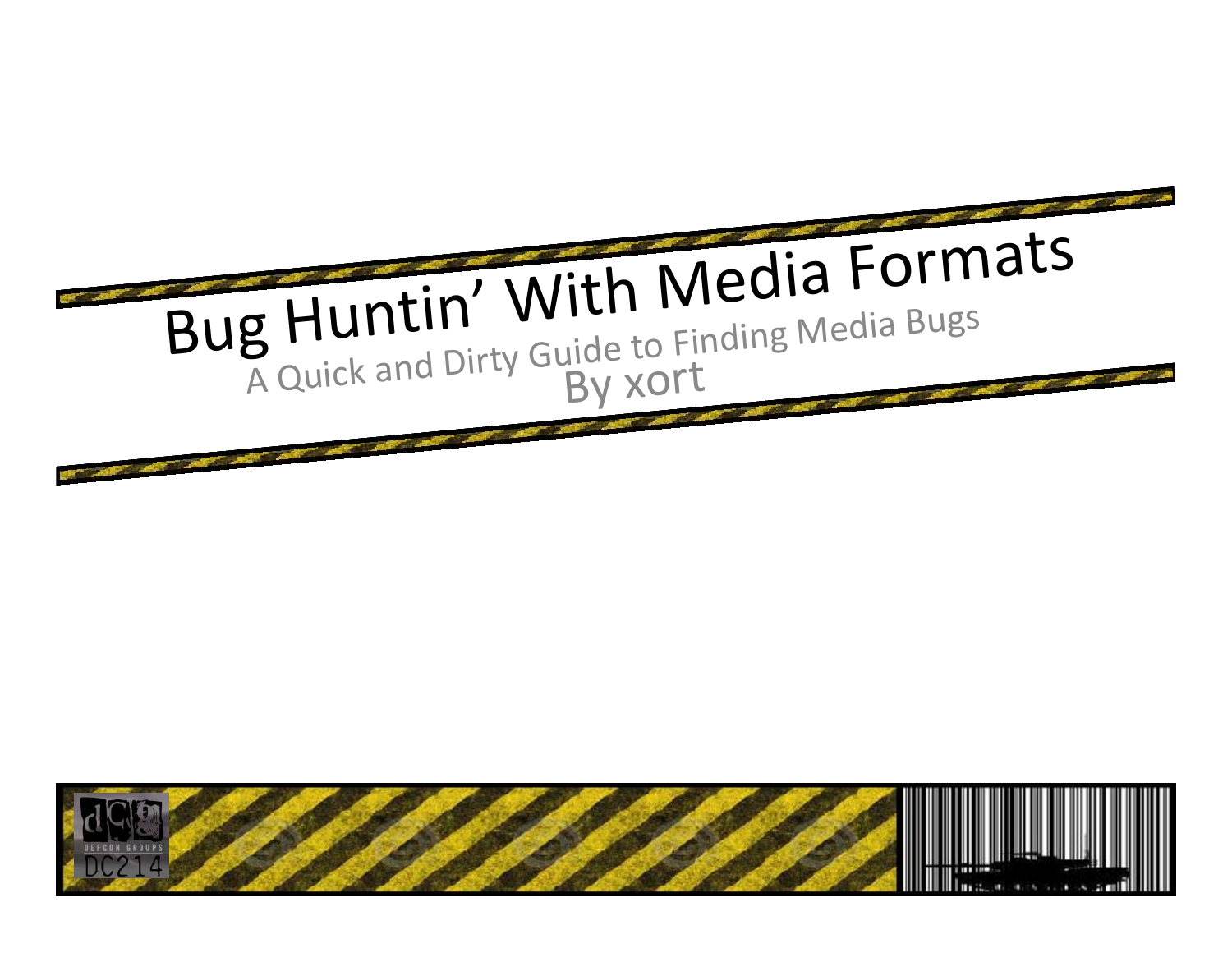# Bug Huntin' With Media Formats

A Quick and Dirty Guide to Finding Media Bugs

By xort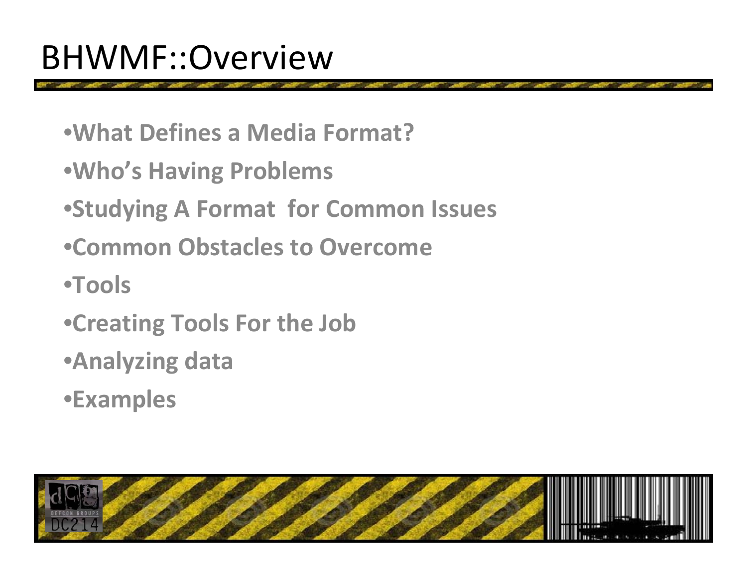# BHWMF::Overview

- What Defines a Media Format?
- Who's Having Problems
- Studying A Format for Common Issues
- Common Obstacles to Overcome
- Tools
- Creating Tools For the Job
- Analyzing data
- Examples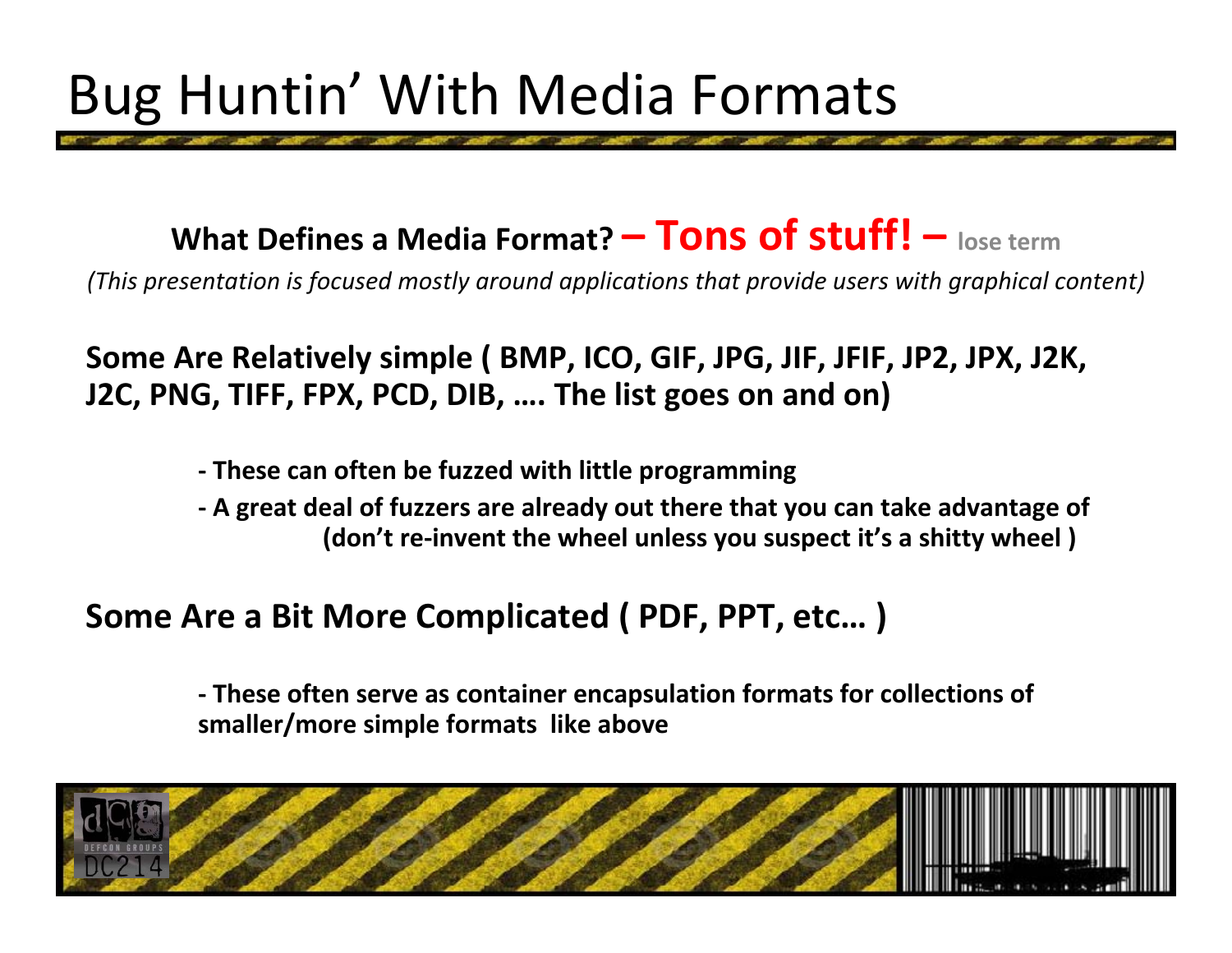# Bug Huntin' With Media Formats

**What Defines a Media Format? – Tons of stuff! –** lose term

*(This presentation is focused mostly around applications that provide users with graphical content)*

**Some Are Relatively simple ( BMP, ICO, GIF, JPG, JIF, JFIF, JP2, JPX, J2K, J2C, PNG, TIFF, FPX, PCD, DIB, …. The list goes on and on)**

- **These can often be fuzzed with little programming**
- **A great deal of fuzzers are already out there that you can take advantage of (don't re-invent the wheel unless you suspect it's a shitty wheel )**

**Some Are a Bit More Complicated ( PDF, PPT, etc… )**

- **These often serve as container encapsulation formats for collections of smaller/more simple formats like above**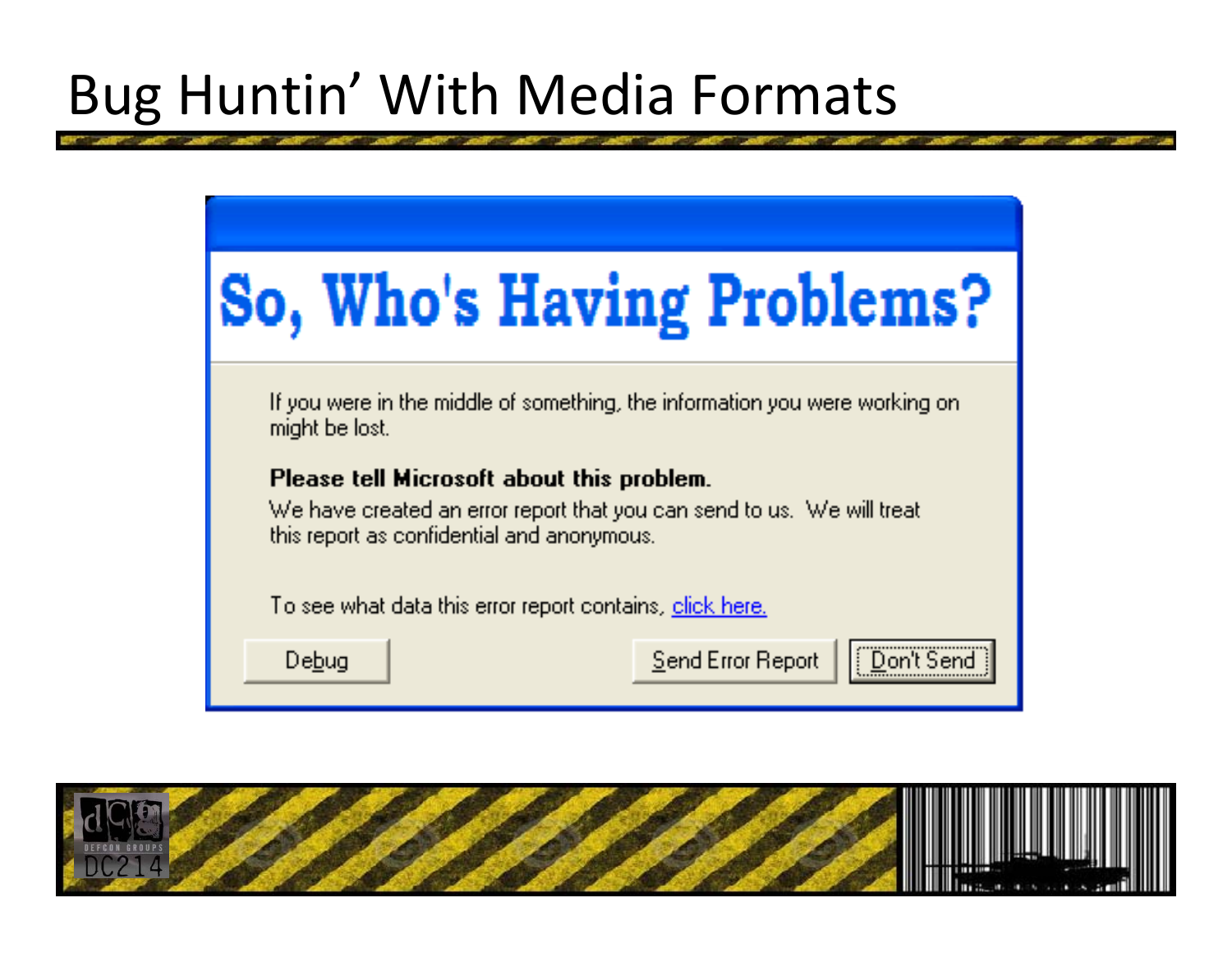# Bug Huntin' With Media Formats

## So, Who's Having Problems?

If you were in the middle of something, the information you were working on might be lost.

**Please tell Microsoft about this problem.**

We have created an error report that you can send to us. We will treat this report as confidential and anonymous.

To see what data this error report contains, click here.

Debug | Send Error Report | Don't Send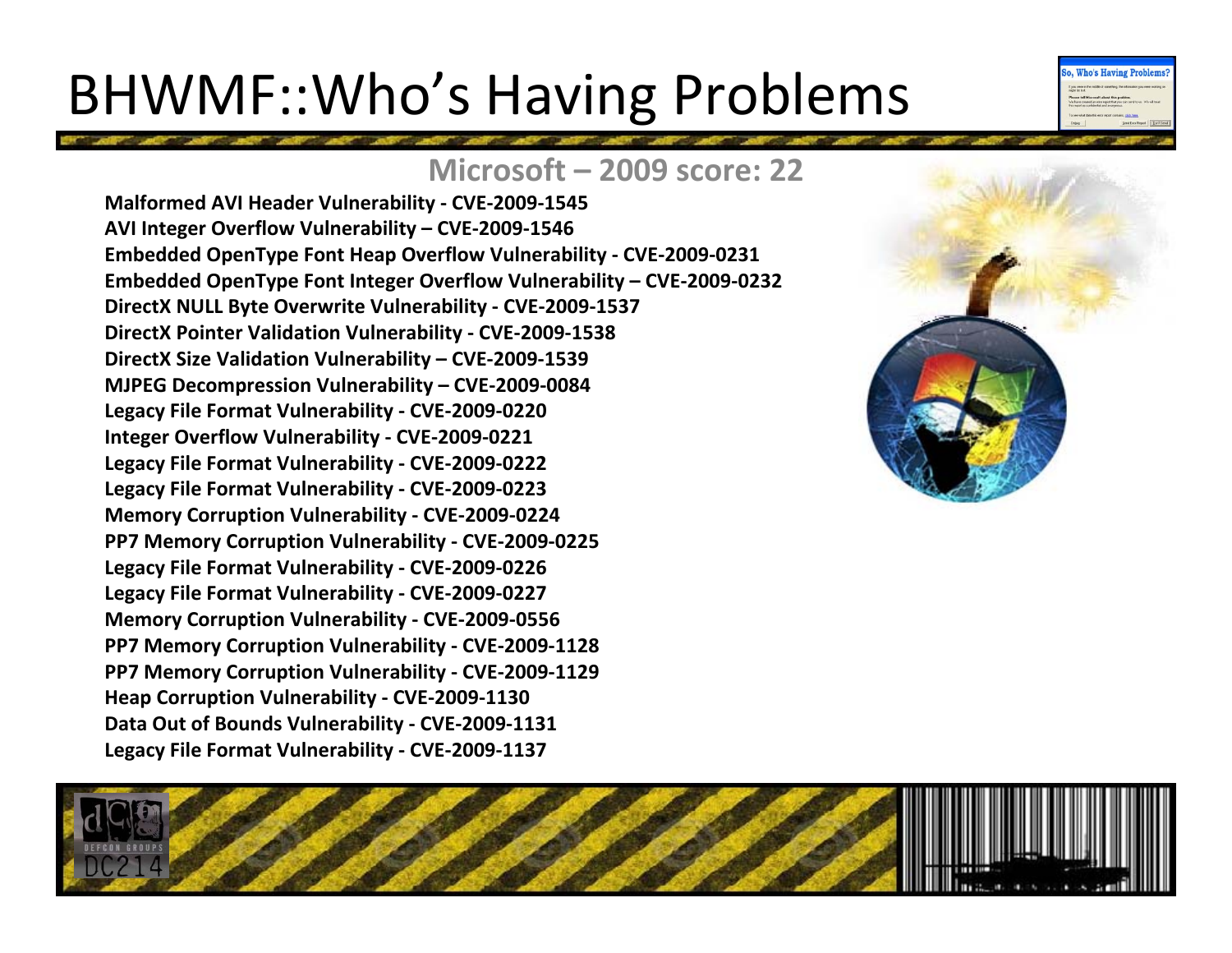# BHWMF::Who's Having Problems

## Microsoft – 2009 score: 22

**Malformed AVI Header Vulnerability - CVE-2009-1545**
**AVI Integer Overflow Vulnerability – CVE-2009-1546**
**Embedded OpenType Font Heap Overflow Vulnerability - CVE-2009-0231**
**Embedded OpenType Font Integer Overflow Vulnerability – CVE-2009-0232**
**DirectX NULL Byte Overwrite Vulnerability - CVE-2009-1537**
**DirectX Pointer Validation Vulnerability - CVE-2009-1538**
**DirectX Size Validation Vulnerability – CVE-2009-1539**
**MJPEG Decompression Vulnerability – CVE-2009-0084**
**Legacy File Format Vulnerability - CVE-2009-0220**
**Integer Overflow Vulnerability - CVE-2009-0221**
**Legacy File Format Vulnerability - CVE-2009-0222**
**Legacy File Format Vulnerability - CVE-2009-0223**
**Memory Corruption Vulnerability - CVE-2009-0224**
**PP7 Memory Corruption Vulnerability - CVE-2009-0225**
**Legacy File Format Vulnerability - CVE-2009-0226**
**Legacy File Format Vulnerability - CVE-2009-0227**
**Memory Corruption Vulnerability - CVE-2009-0556**
**PP7 Memory Corruption Vulnerability - CVE-2009-1128**
**PP7 Memory Corruption Vulnerability - CVE-2009-1129**
**Heap Corruption Vulnerability - CVE-2009-1130**
**Data Out of Bounds Vulnerability - CVE-2009-1131**
**Legacy File Format Vulnerability - CVE-2009-1137**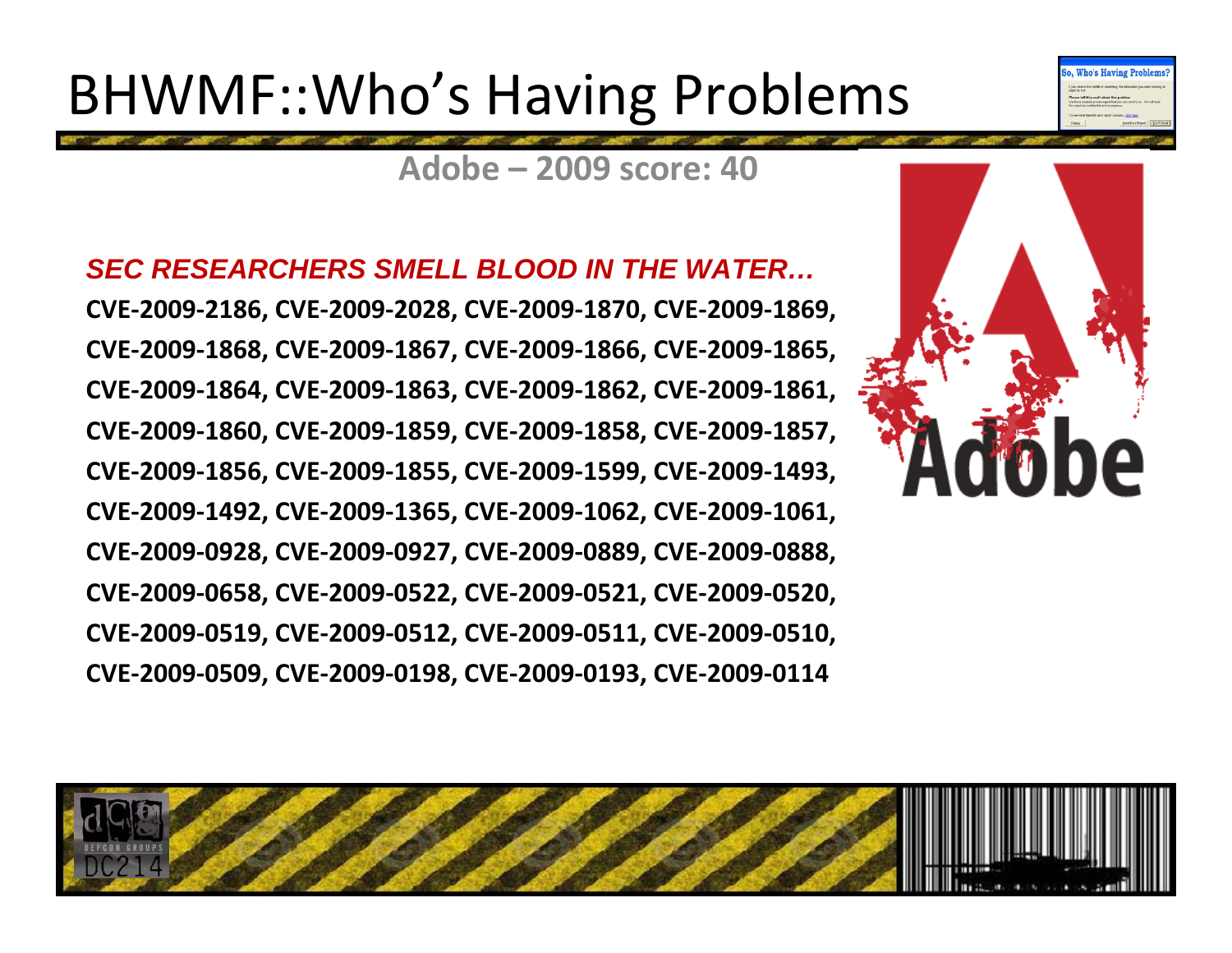# BHWMF::Who's Having Problems

**Adobe – 2009 score: 40**

***SEC RESEARCHERS SMELL BLOOD IN THE WATER…***

**CVE-2009-2186, CVE-2009-2028, CVE-2009-1870, CVE-2009-1869, CVE-2009-1868, CVE-2009-1867, CVE-2009-1866, CVE-2009-1865, CVE-2009-1864, CVE-2009-1863, CVE-2009-1862, CVE-2009-1861, CVE-2009-1860, CVE-2009-1859, CVE-2009-1858, CVE-2009-1857, CVE-2009-1856, CVE-2009-1855, CVE-2009-1599, CVE-2009-1493, CVE-2009-1492, CVE-2009-1365, CVE-2009-1062, CVE-2009-1061, CVE-2009-0928, CVE-2009-0927, CVE-2009-0889, CVE-2009-0888, CVE-2009-0658, CVE-2009-0522, CVE-2009-0521, CVE-2009-0520, CVE-2009-0519, CVE-2009-0512, CVE-2009-0511, CVE-2009-0510, CVE-2009-0509, CVE-2009-0198, CVE-2009-0193, CVE-2009-0114**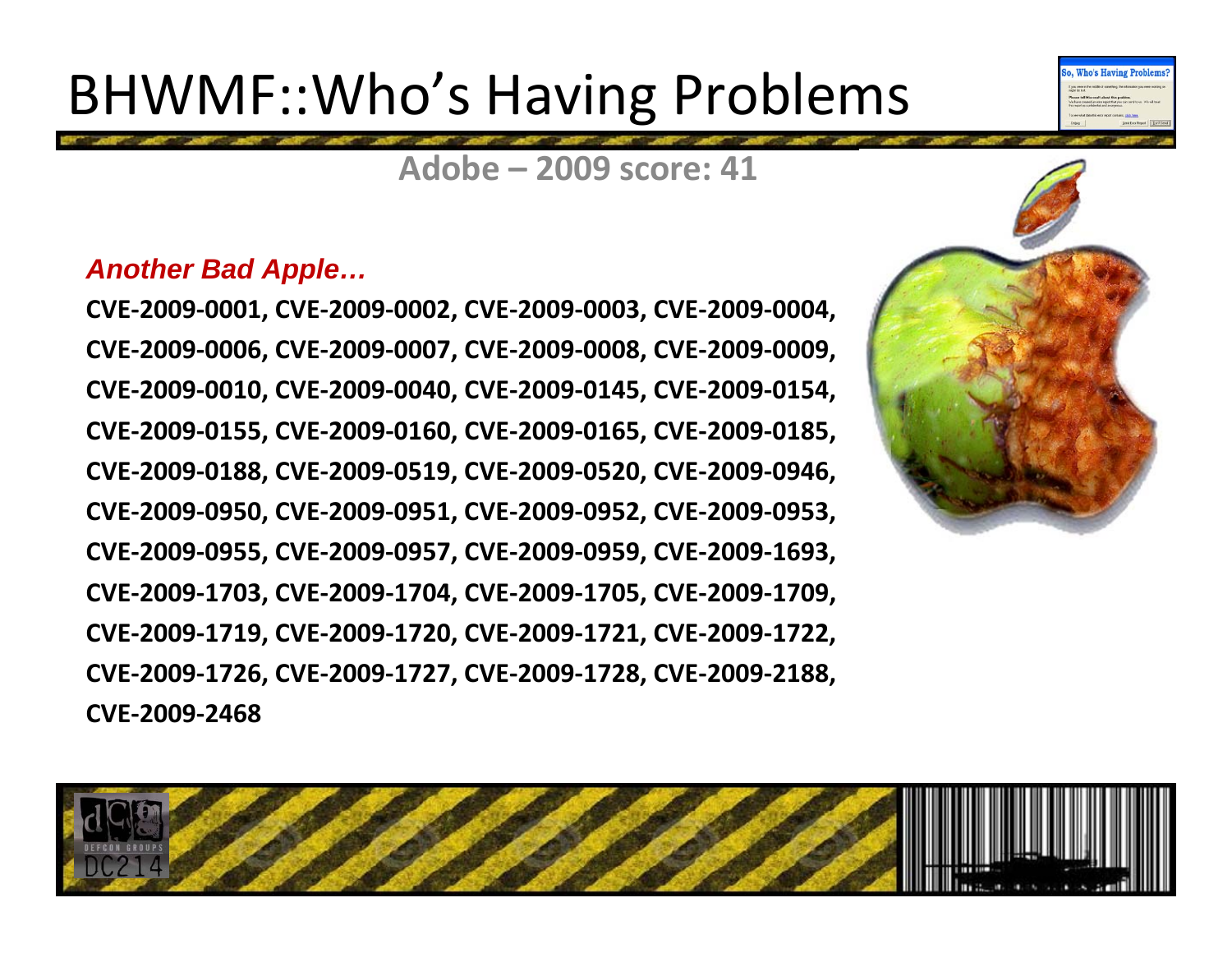# BHWMF::Who's Having Problems

## Adobe – 2009 score: 41

***Another Bad Apple…***

**CVE-2009-0001, CVE-2009-0002, CVE-2009-0003, CVE-2009-0004, CVE-2009-0006, CVE-2009-0007, CVE-2009-0008, CVE-2009-0009, CVE-2009-0010, CVE-2009-0040, CVE-2009-0145, CVE-2009-0154, CVE-2009-0155, CVE-2009-0160, CVE-2009-0165, CVE-2009-0185, CVE-2009-0188, CVE-2009-0519, CVE-2009-0520, CVE-2009-0946, CVE-2009-0950, CVE-2009-0951, CVE-2009-0952, CVE-2009-0953, CVE-2009-0955, CVE-2009-0957, CVE-2009-0959, CVE-2009-1693, CVE-2009-1703, CVE-2009-1704, CVE-2009-1705, CVE-2009-1709, CVE-2009-1719, CVE-2009-1720, CVE-2009-1721, CVE-2009-1722, CVE-2009-1726, CVE-2009-1727, CVE-2009-1728, CVE-2009-2188, CVE-2009-2468**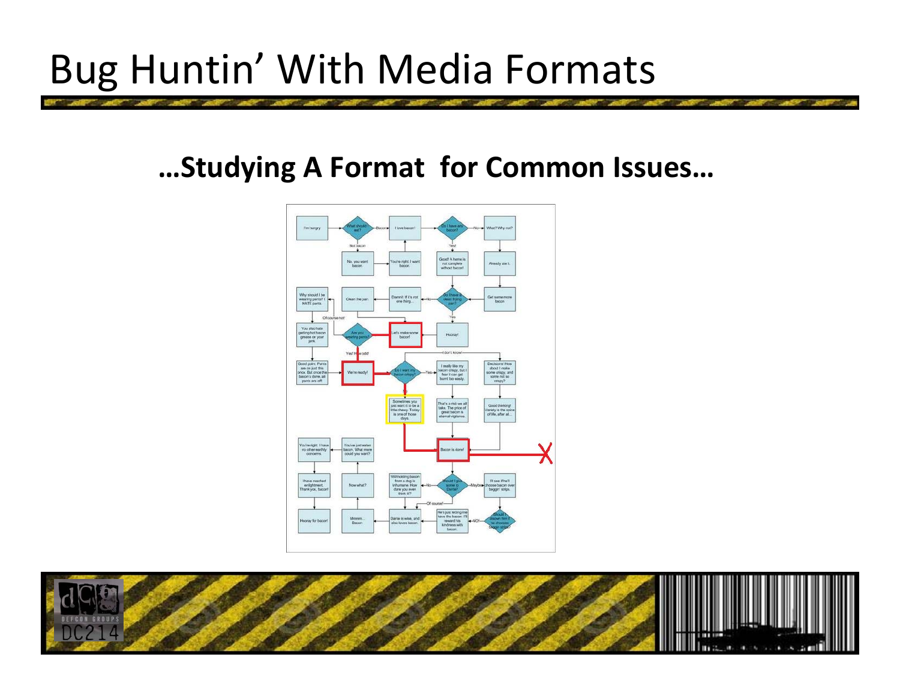# Bug Huntin' With Media Formats

**…Studying A Format for Common Issues…**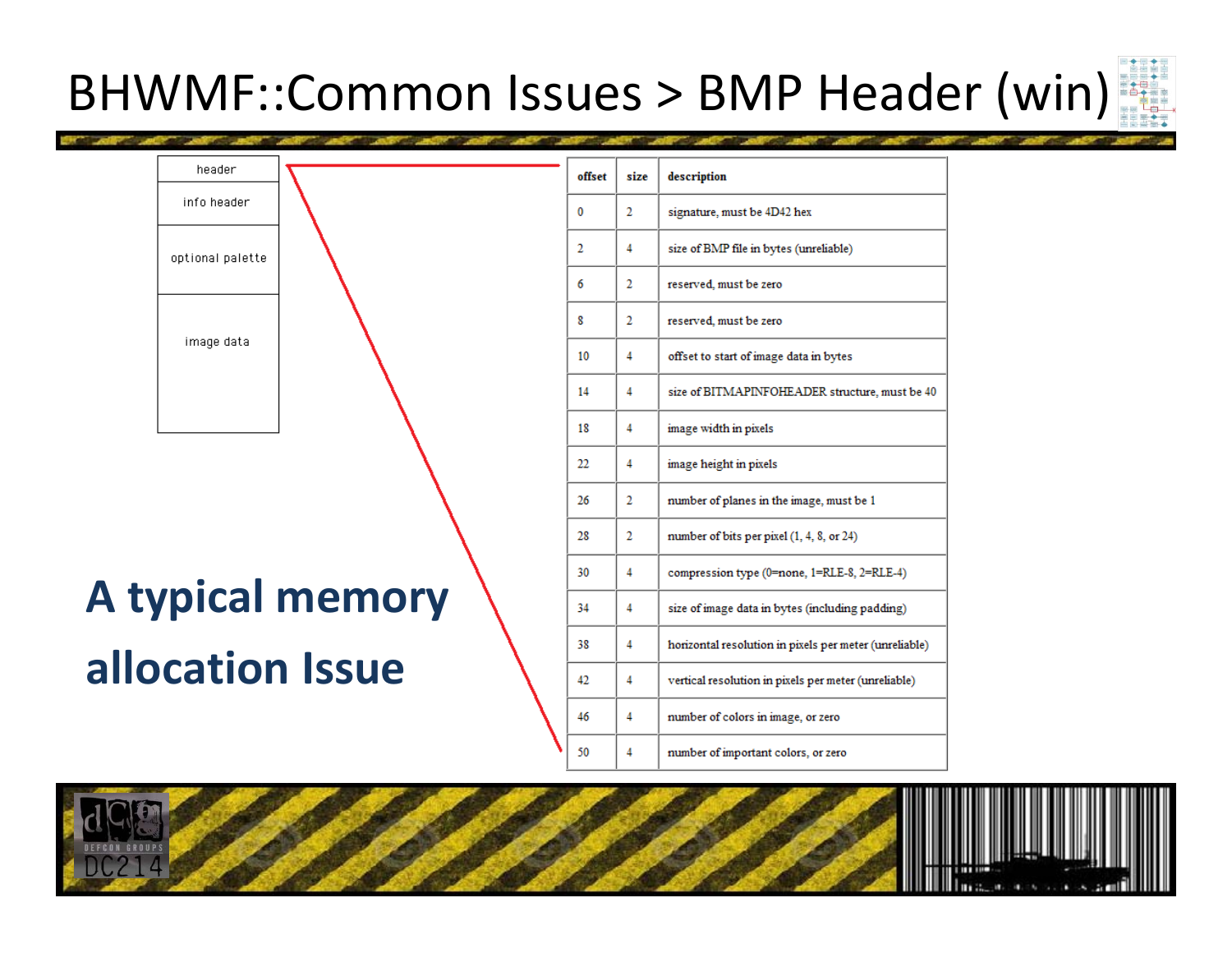# BHWMF::Common Issues > BMP Header (win)

| header |
| --- |
| info header |
| optional palette |
| image data |

| offset | size | description |
| --- | --- | --- |
| 0 | 2 | signature, must be 4D42 hex |
| 2 | 4 | size of BMP file in bytes (unreliable) |
| 6 | 2 | reserved, must be zero |
| 8 | 2 | reserved, must be zero |
| 10 | 4 | offset to start of image data in bytes |
| 14 | 4 | size of BITMAPINFOHEADER structure, must be 40 |
| 18 | 4 | image width in pixels |
| 22 | 4 | image height in pixels |
| 26 | 2 | number of planes in the image, must be 1 |
| 28 | 2 | number of bits per pixel (1, 4, 8, or 24) |
| 30 | 4 | compression type (0=none, 1=RLE-8, 2=RLE-4) |
| 34 | 4 | size of image data in bytes (including padding) |
| 38 | 4 | horizontal resolution in pixels per meter (unreliable) |
| 42 | 4 | vertical resolution in pixels per meter (unreliable) |
| 46 | 4 | number of colors in image, or zero |
| 50 | 4 | number of important colors, or zero |

**A typical memory allocation Issue**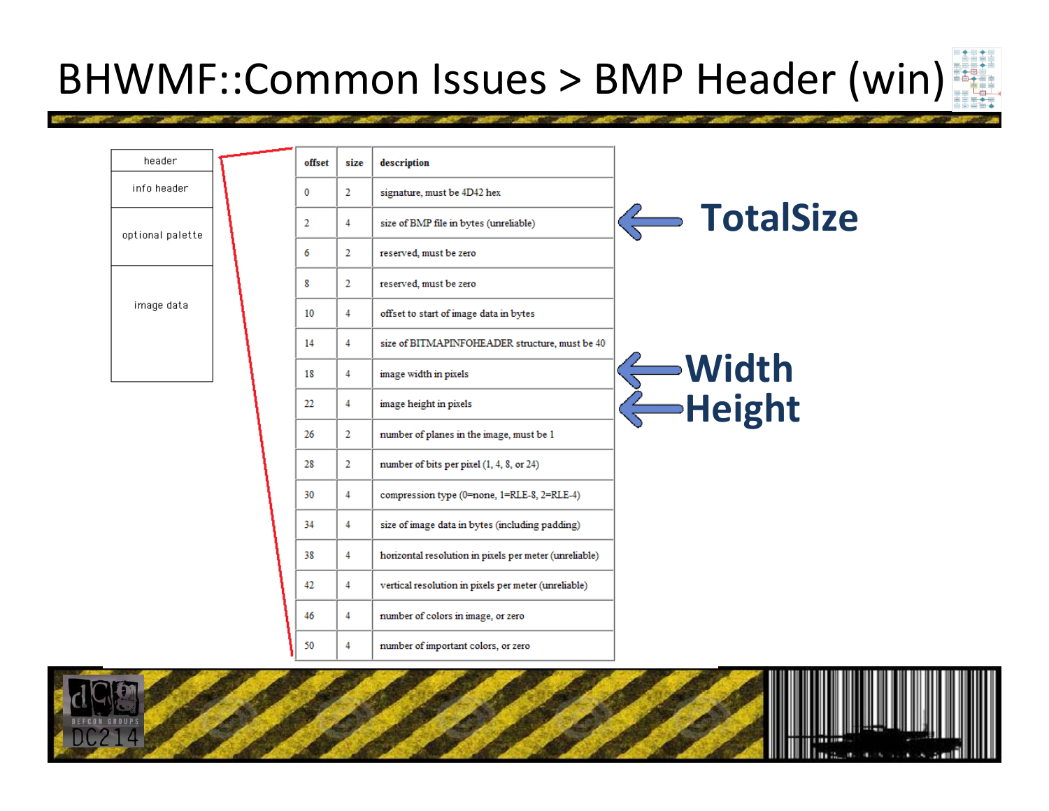# BHWMF::Common Issues > BMP Header (win)

| header |
|---|
| info header |
| optional palette |
| image data |

| offset | size | description |
|---|---|---|
| 0 | 2 | signature, must be 4D42 hex |
| 2 | 4 | size of BMP file in bytes (unreliable) |
| 6 | 2 | reserved, must be zero |
| 8 | 2 | reserved, must be zero |
| 10 | 4 | offset to start of image data in bytes |
| 14 | 4 | size of BITMAPINFOHEADER structure, must be 40 |
| 18 | 4 | image width in pixels |
| 22 | 4 | image height in pixels |
| 26 | 2 | number of planes in the image, must be 1 |
| 28 | 2 | number of bits per pixel (1, 4, 8, or 24) |
| 30 | 4 | compression type (0=none, 1=RLE-8, 2=RLE-4) |
| 34 | 4 | size of image data in bytes (including padding) |
| 38 | 4 | horizontal resolution in pixels per meter (unreliable) |
| 42 | 4 | vertical resolution in pixels per meter (unreliable) |
| 46 | 4 | number of colors in image, or zero |
| 50 | 4 | number of important colors, or zero |

← **TotalSize** (offset 2)

← **Width** (offset 18)

← **Height** (offset 22)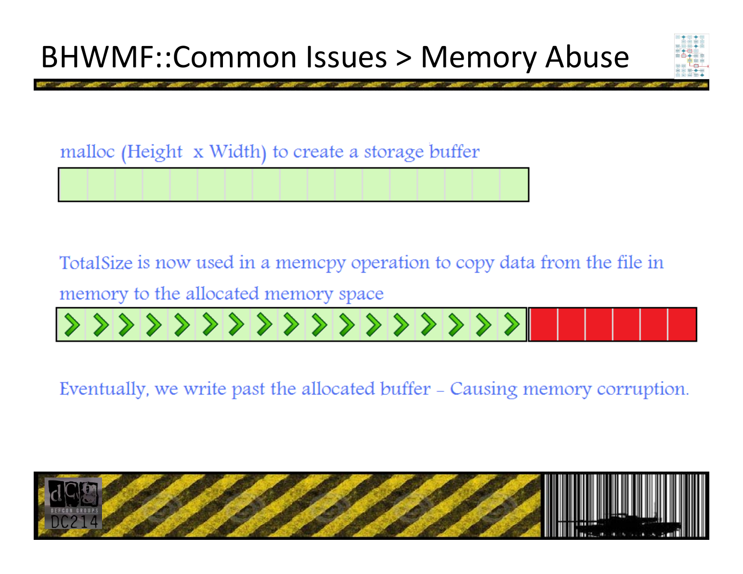# BHWMF::Common Issues > Memory Abuse

malloc (Height x Width) to create a storage buffer

TotalSize is now used in a memcpy operation to copy data from the file in memory to the allocated memory space

Eventually, we write past the allocated buffer – Causing memory corruption.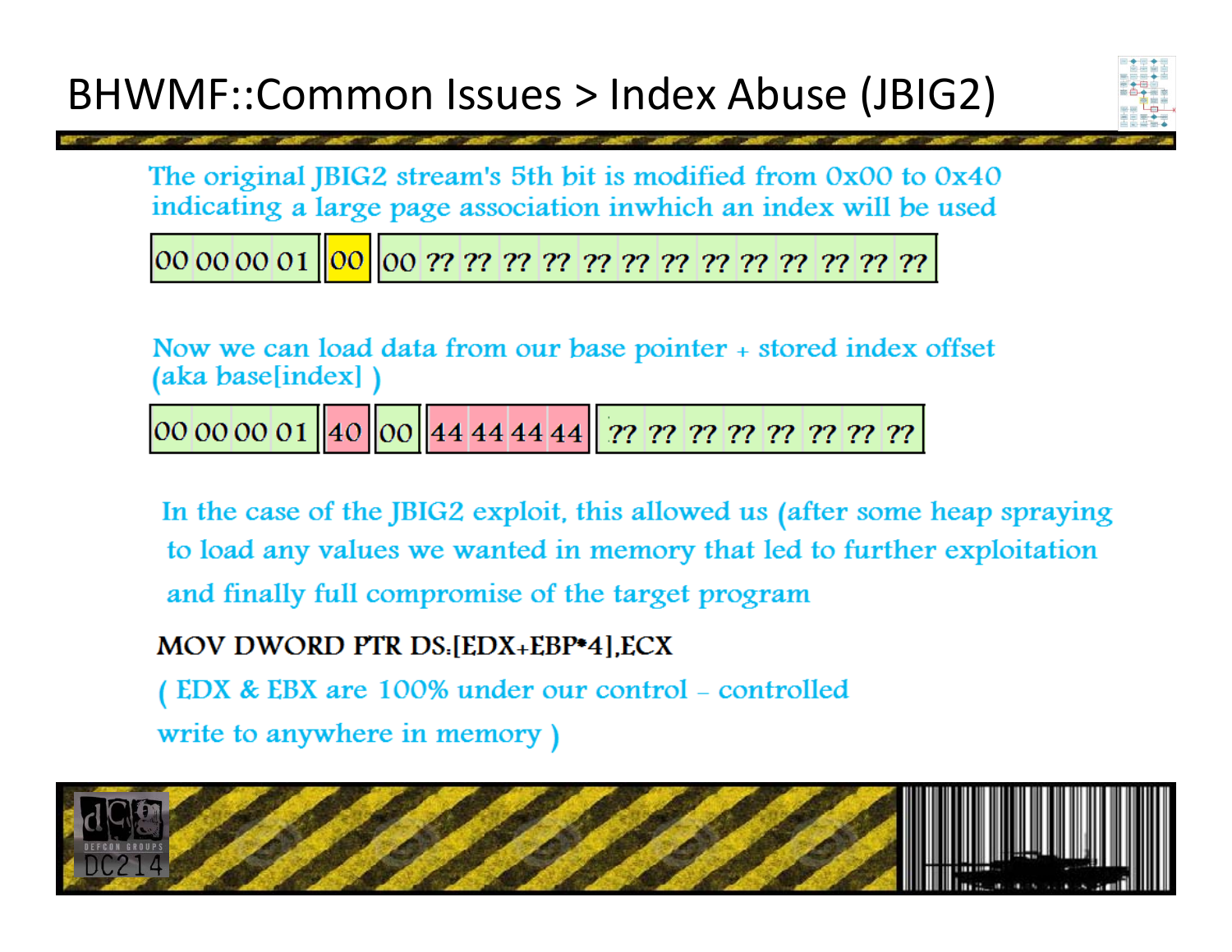# BHWMF::Common Issues > Index Abuse (JBIG2)

The original JBIG2 stream's 5th bit is modified from 0x00 to 0x40 indicating a large page association inwhich an index will be used

| 00 00 00 01 | 00 | 00 ?? ?? ?? ?? ?? ?? ?? ?? ?? ?? ?? ?? ?? |
|---|---|---|

Now we can load data from our base pointer + stored index offset (aka base[index] )

| 00 00 00 01 | 40 | 00 | 44 44 44 44 | ?? ?? ?? ?? ?? ?? ?? ?? |
|---|---|---|---|---|

In the case of the JBIG2 exploit, this allowed us (after some heap spraying to load any values we wanted in memory that led to further exploitation and finally full compromise of the target program

```
MOV DWORD PTR DS:[EDX+EBP*4],ECX
```

( EDX & EBX are 100% under our control – controlled write to anywhere in memory )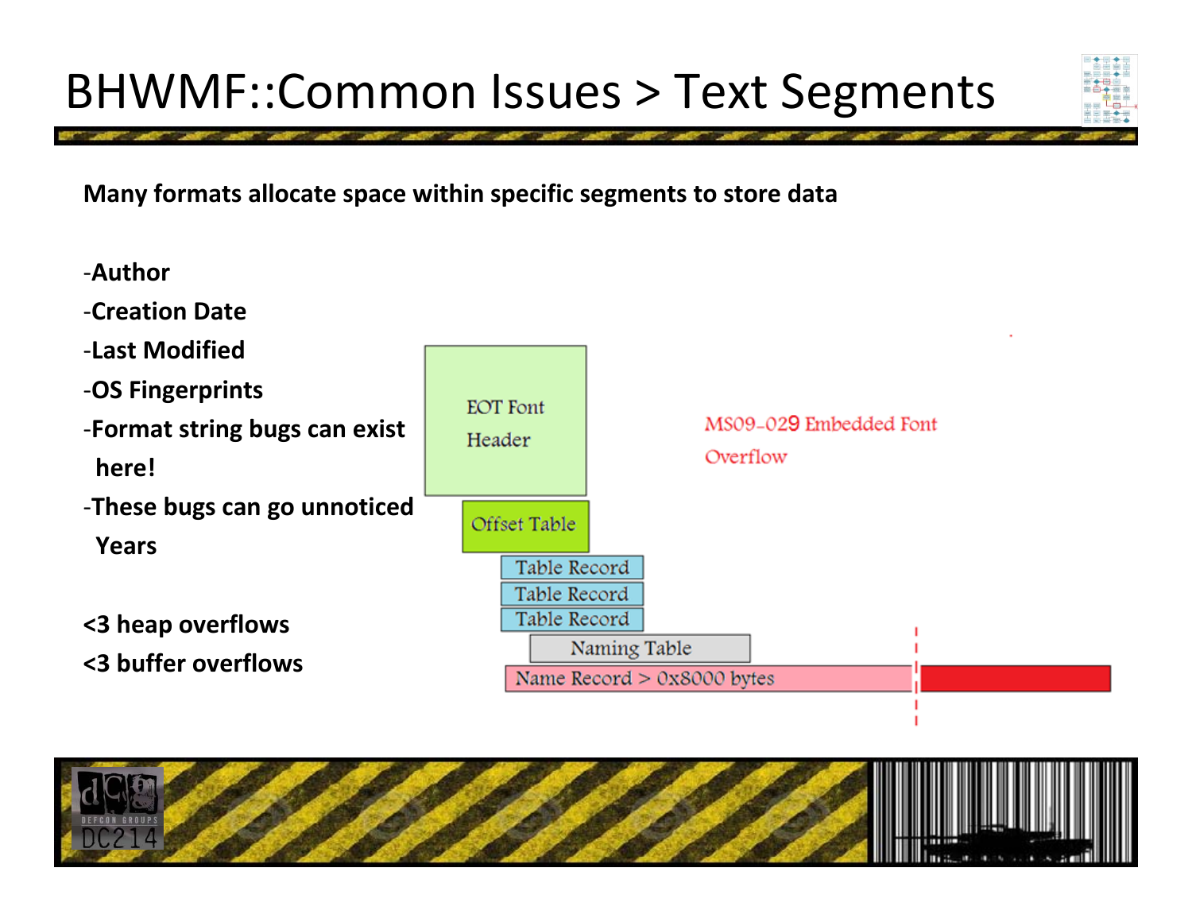# BHWMF::Common Issues > Text Segments

**Many formats allocate space within specific segments to store data**

- **Author**
- **Creation Date**
- **Last Modified**
- **OS Fingerprints**
- **Format string bugs can exist here!**
- **These bugs can go unnoticed Years**

**<3 heap overflows**

**<3 buffer overflows**

EOT Font Header

Offset Table

Table Record

Table Record

Table Record

Naming Table

Name Record > 0x8000 bytes

MS09-029 Embedded Font Overflow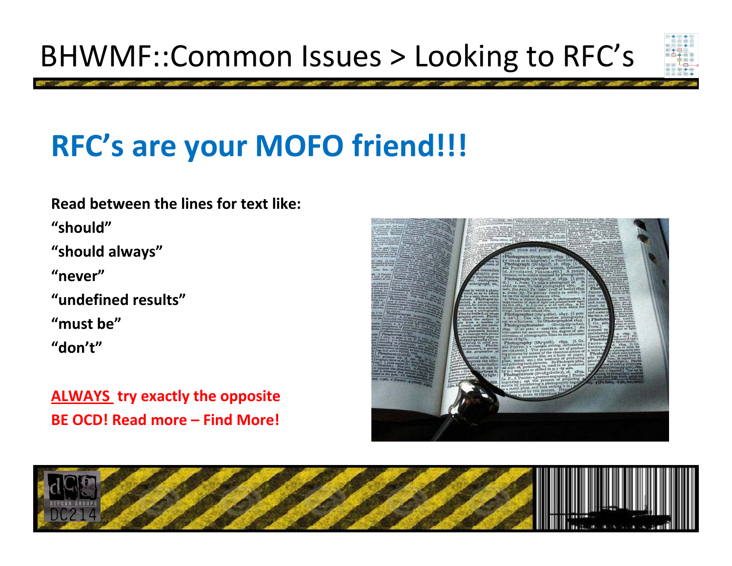# BHWMF::Common Issues > Looking to RFC's

## RFC's are your MOFO friend!!!

**Read between the lines for text like:**

**"should"**

**"should always"**

**"never"**

**"undefined results"**

**"must be"**

**"don't"**

**ALWAYS try exactly the opposite**

**BE OCD! Read more – Find More!**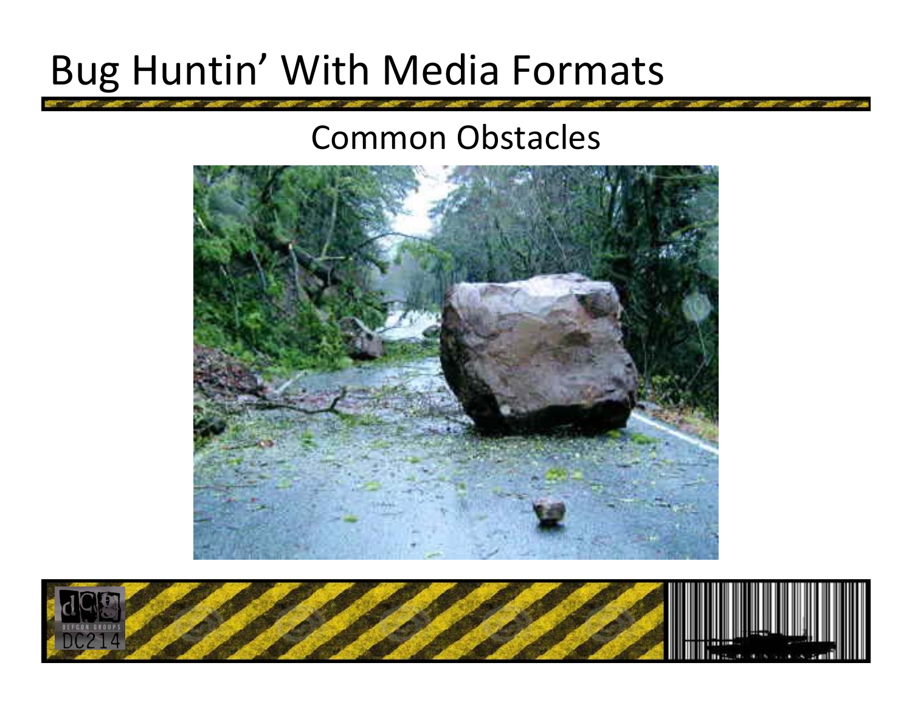# Bug Huntin' With Media Formats

## Common Obstacles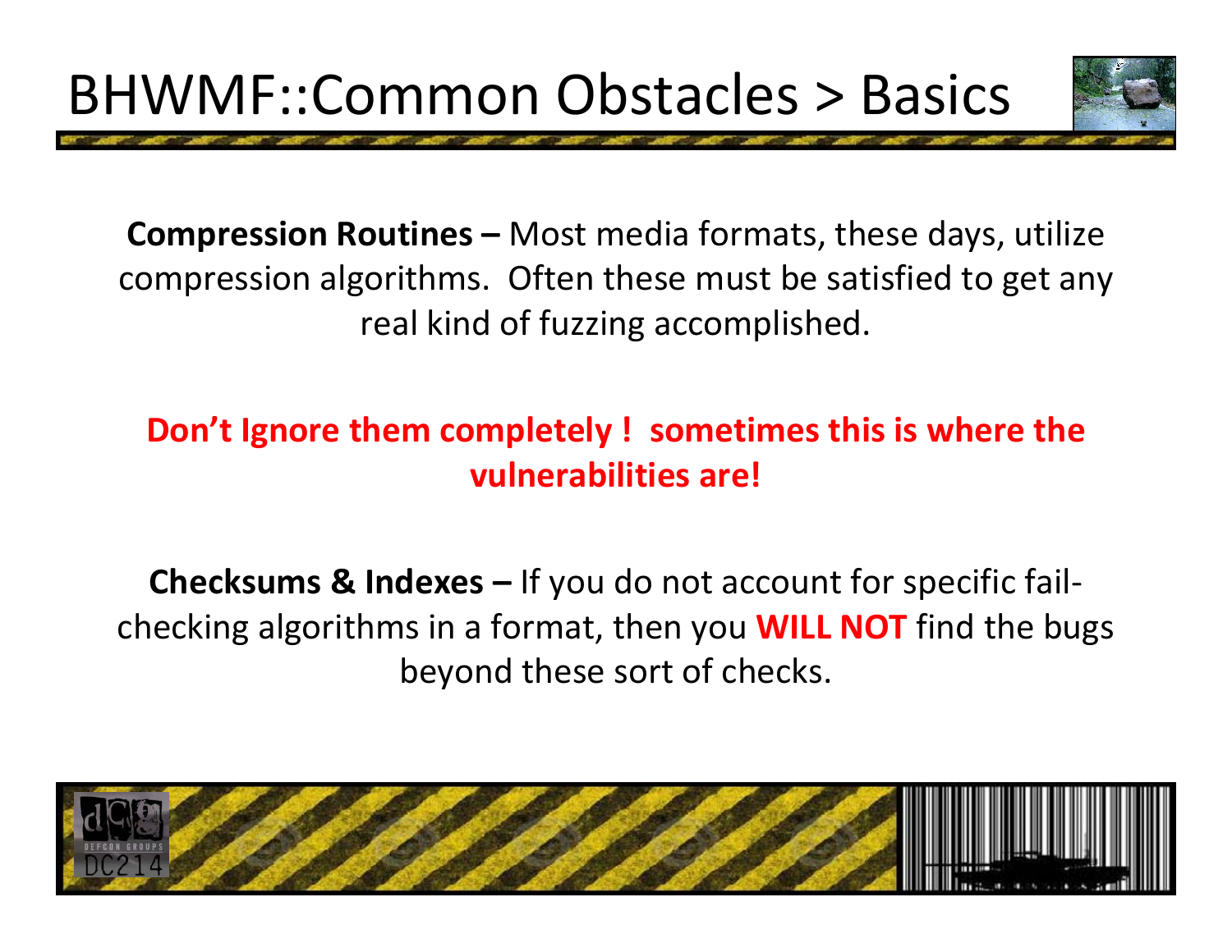# BHWMF::Common Obstacles > Basics

**Compression Routines –** Most media formats, these days, utilize compression algorithms. Often these must be satisfied to get any real kind of fuzzing accomplished.

**Don't Ignore them completely ! sometimes this is where the vulnerabilities are!**

**Checksums & Indexes –** If you do not account for specific fail-checking algorithms in a format, then you **WILL NOT** find the bugs beyond these sort of checks.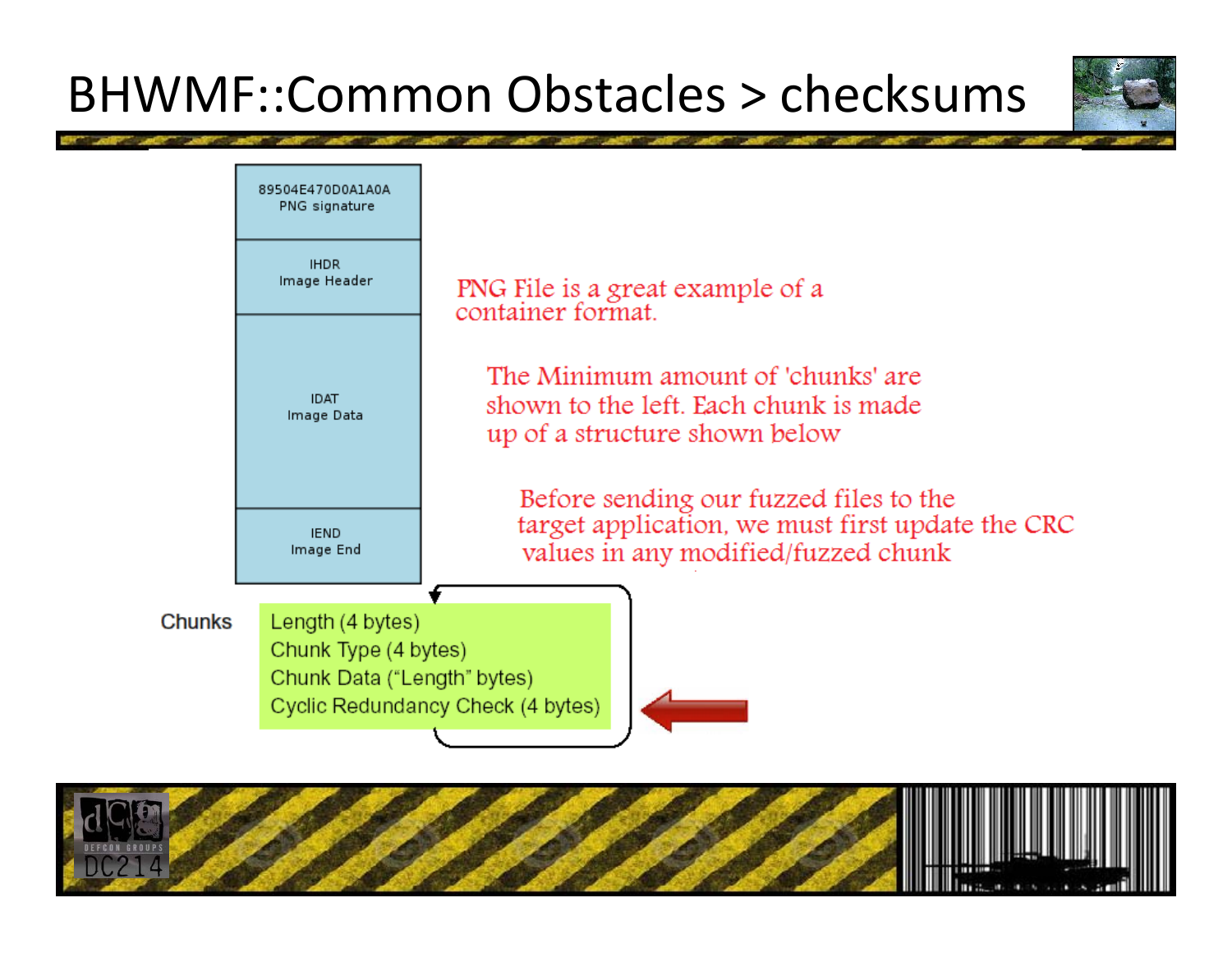# BHWMF::Common Obstacles > checksums

| 89504E470D0A1A0A PNG signature |
|---|
| IHDR Image Header |
| IDAT Image Data |
| IEND Image End |

PNG File is a great example of a container format.

The Minimum amount of 'chunks' are shown to the left. Each chunk is made up of a structure shown below

Before sending our fuzzed files to the target application, we must first update the CRC values in any modified/fuzzed chunk

**Chunks**

- Length (4 bytes)
- Chunk Type (4 bytes)
- Chunk Data ("Length" bytes)
- Cyclic Redundancy Check (4 bytes)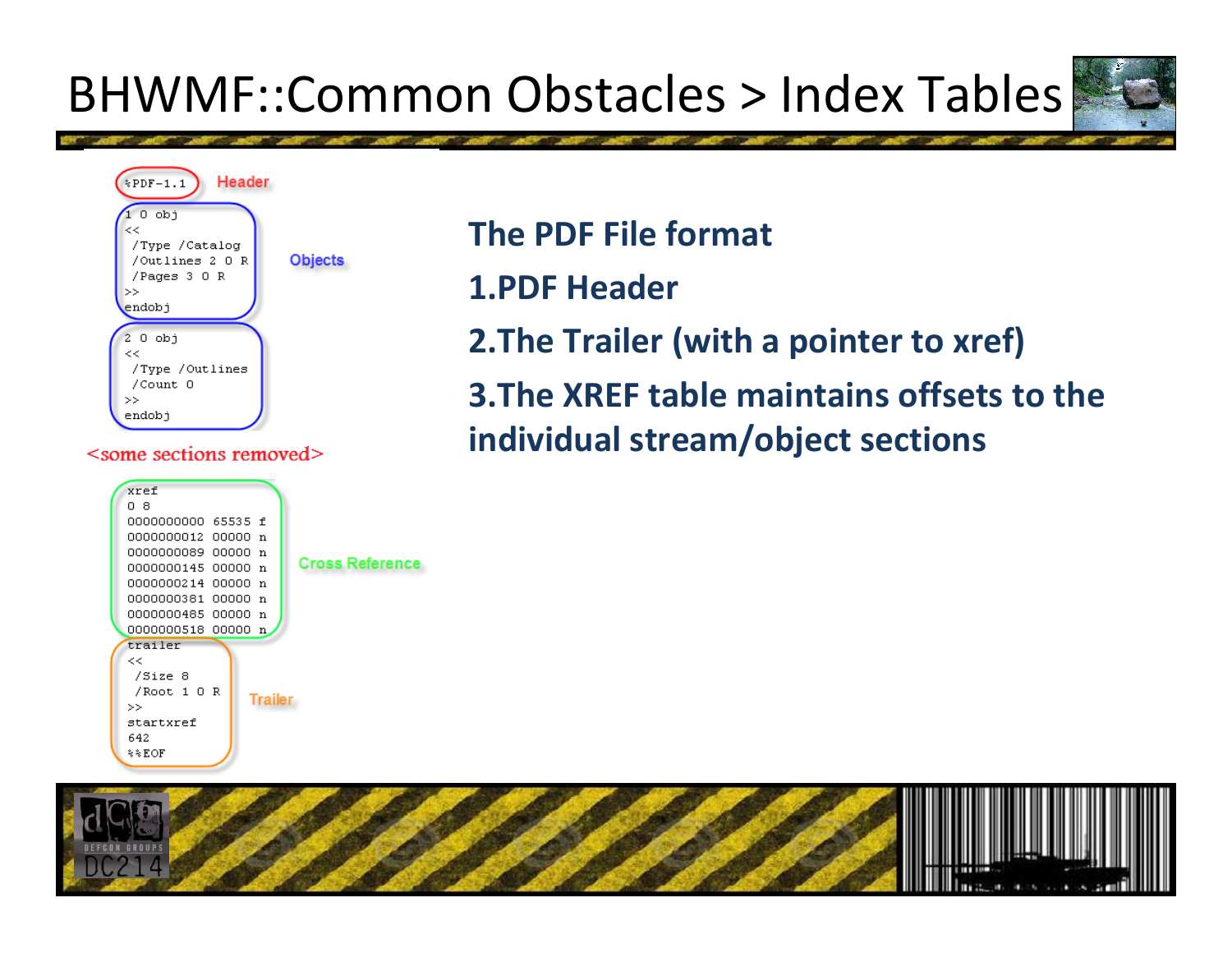# BHWMF::Common Obstacles > Index Tables

```
%PDF-1.1
```
Header

```
1 0 obj
<<
 /Type /Catalog
 /Outlines 2 0 R
 /Pages 3 0 R
>>
endobj
```

```
2 0 obj
<<
 /Type /Outlines
 /Count 0
>>
endobj
```
Objects

<some sections removed>

```
xref
0 8
0000000000 65535 f
0000000012 00000 n
0000000089 00000 n
0000000145 00000 n
0000000214 00000 n
0000000381 00000 n
0000000485 00000 n
0000000518 00000 n
```
Cross Reference

```
trailer
<<
 /Size 8
 /Root 1 0 R
>>
startxref
642
%%EOF
```
Trailer

**The PDF File format**

**1.PDF Header**

**2.The Trailer (with a pointer to xref)**

**3.The XREF table maintains offsets to the individual stream/object sections**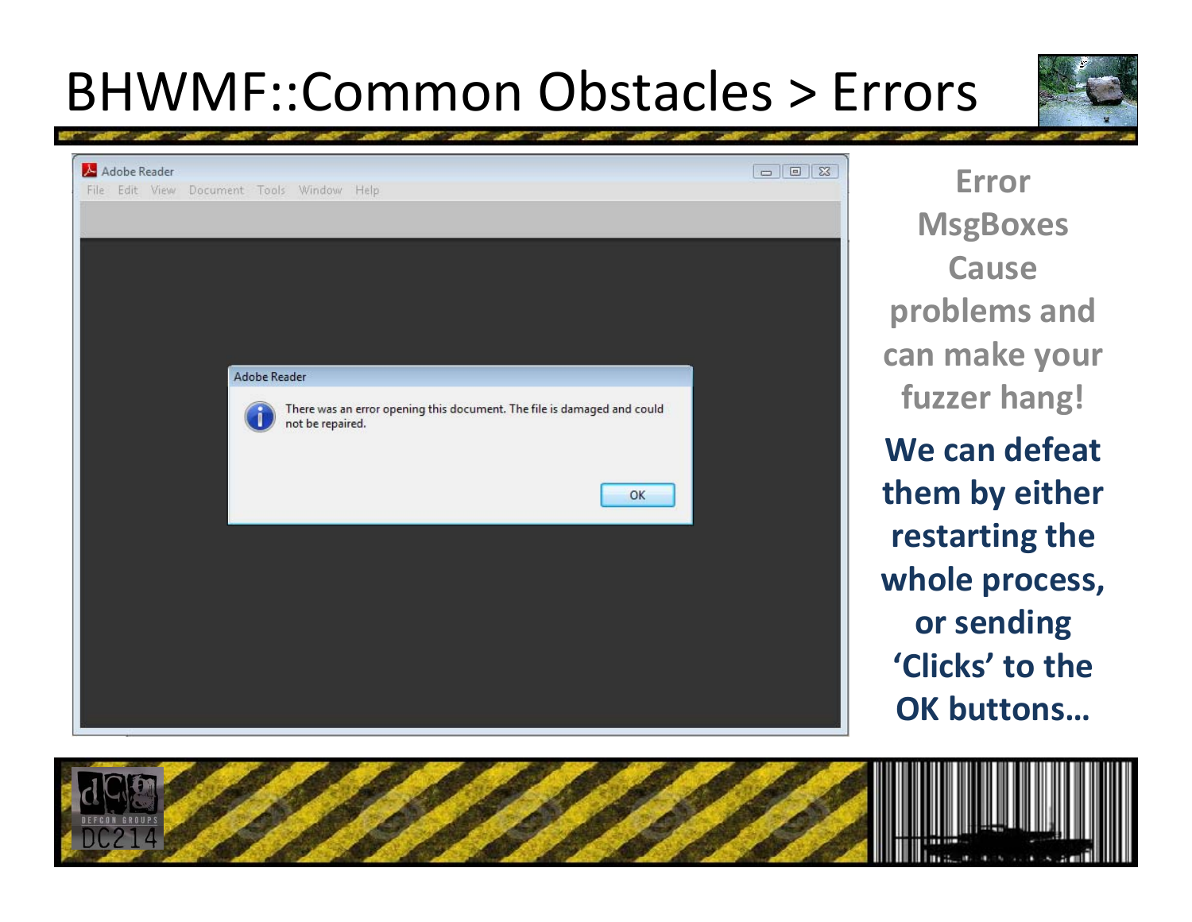# BHWMF::Common Obstacles > Errors

Error MsgBoxes Cause problems and can make your fuzzer hang!

**We can defeat them by either restarting the whole process, or sending 'Clicks' to the OK buttons…**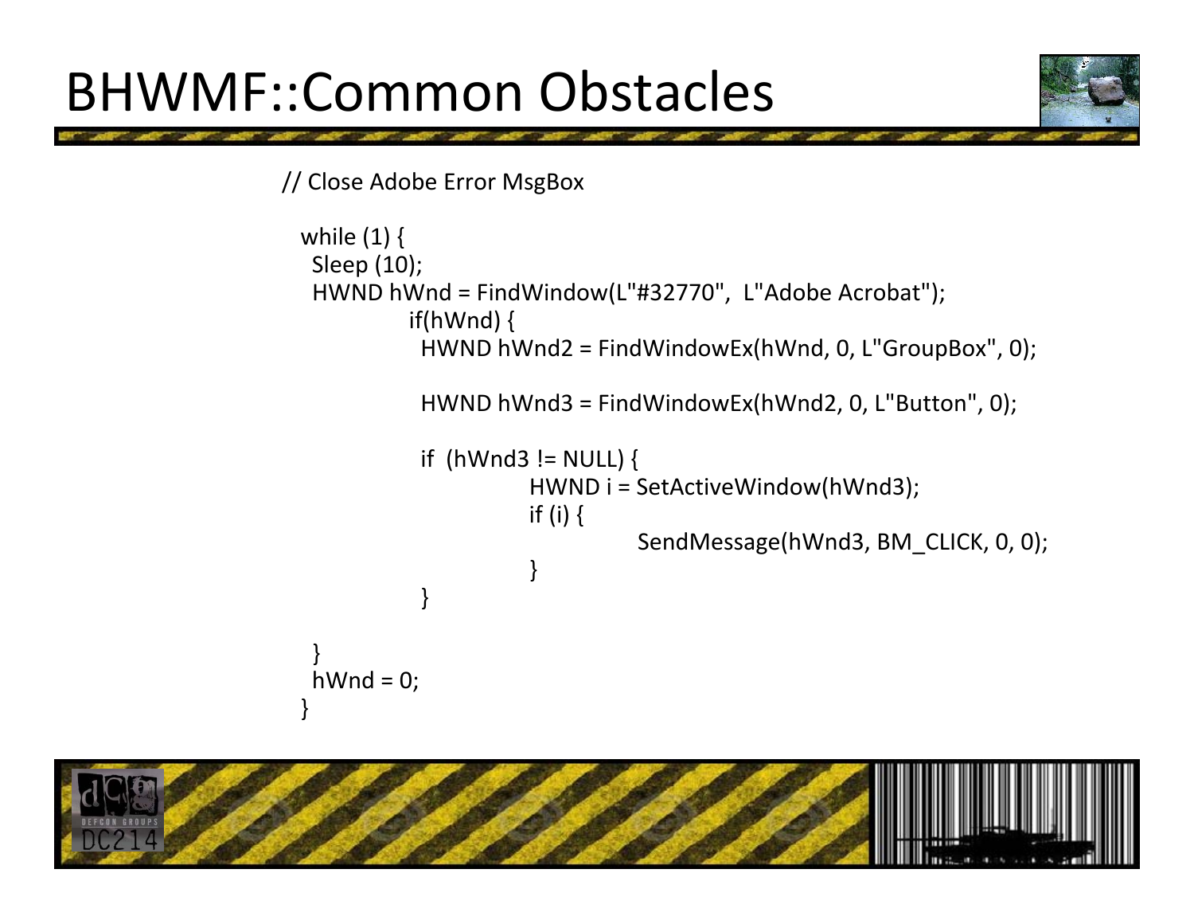# BHWMF::Common Obstacles

```
// Close Adobe Error MsgBox

  while (1) {
    Sleep (10);
    HWND hWnd = FindWindow(L"#32770",  L"Adobe Acrobat");
            if(hWnd) {
              HWND hWnd2 = FindWindowEx(hWnd, 0, L"GroupBox", 0);

              HWND hWnd3 = FindWindowEx(hWnd2, 0, L"Button", 0);

              if  (hWnd3 != NULL) {
                        HWND i = SetActiveWindow(hWnd3);
                        if (i) {
                                  SendMessage(hWnd3, BM_CLICK, 0, 0);
                        }
              }

    }
    hWnd = 0;
  }
```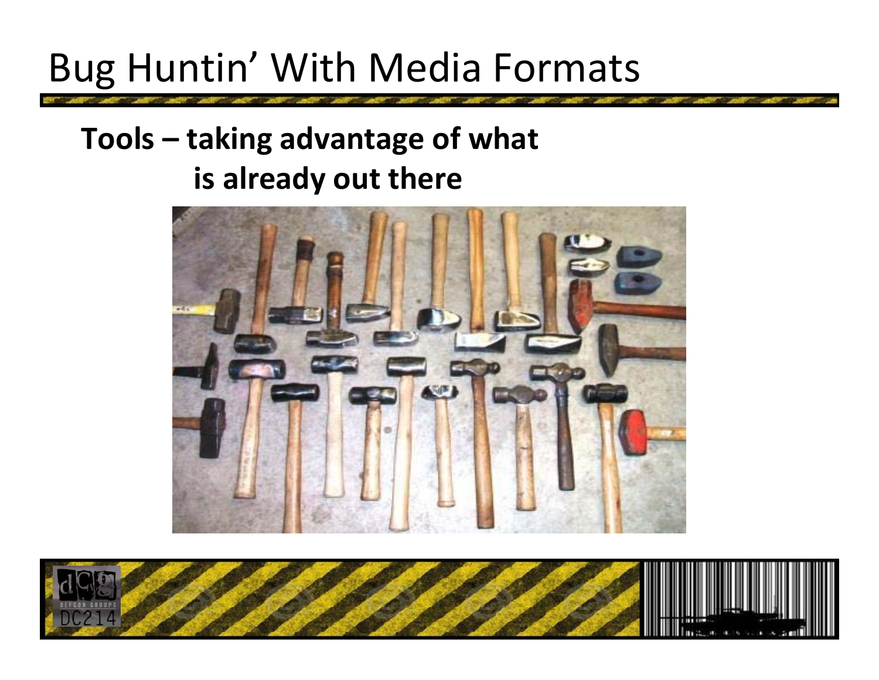# Bug Huntin' With Media Formats

**Tools – taking advantage of what is already out there**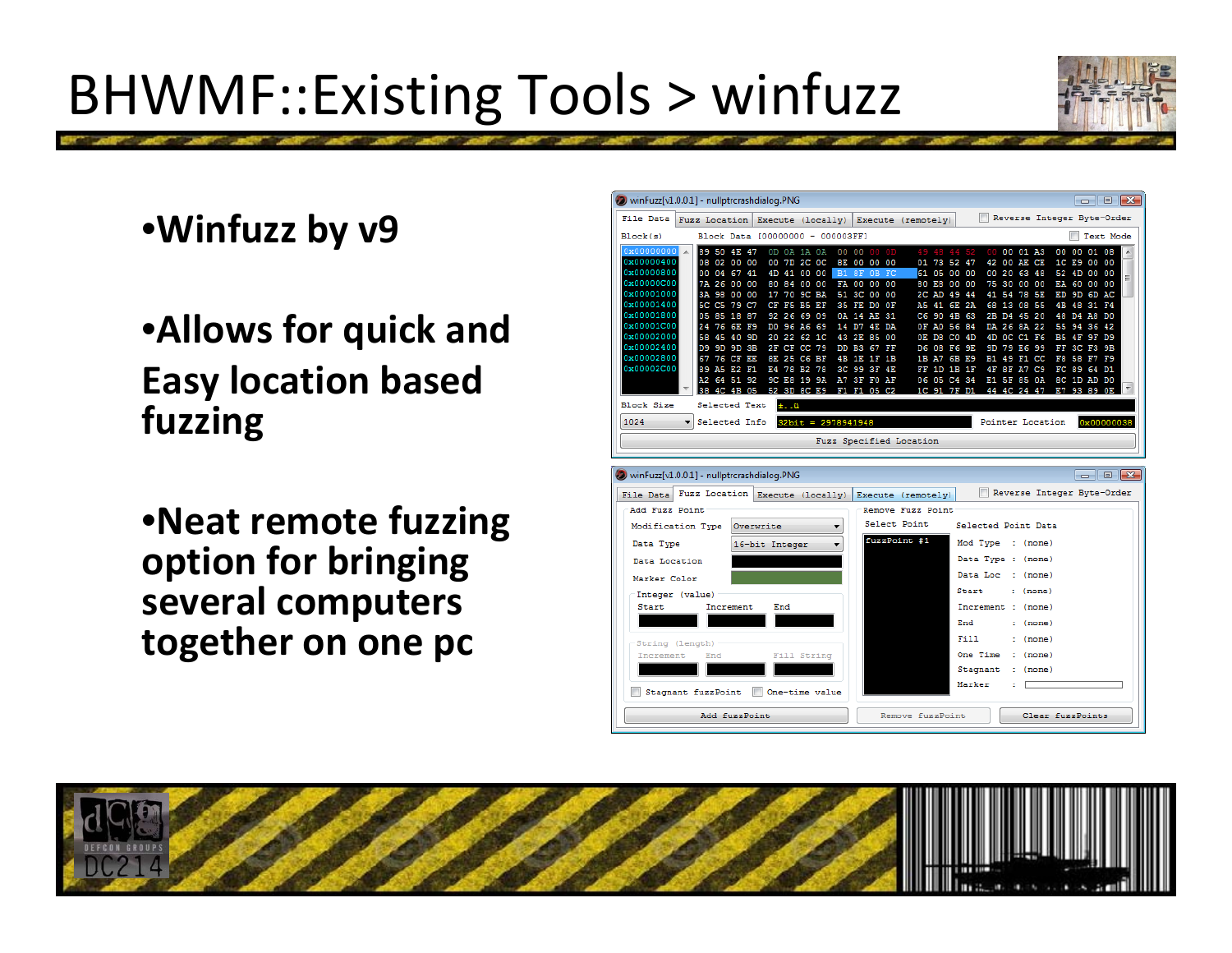# BHWMF::Existing Tools > winfuzz

- Winfuzz by v9
- Allows for quick and Easy location based fuzzing
- Neat remote fuzzing option for bringing several computers together on one pc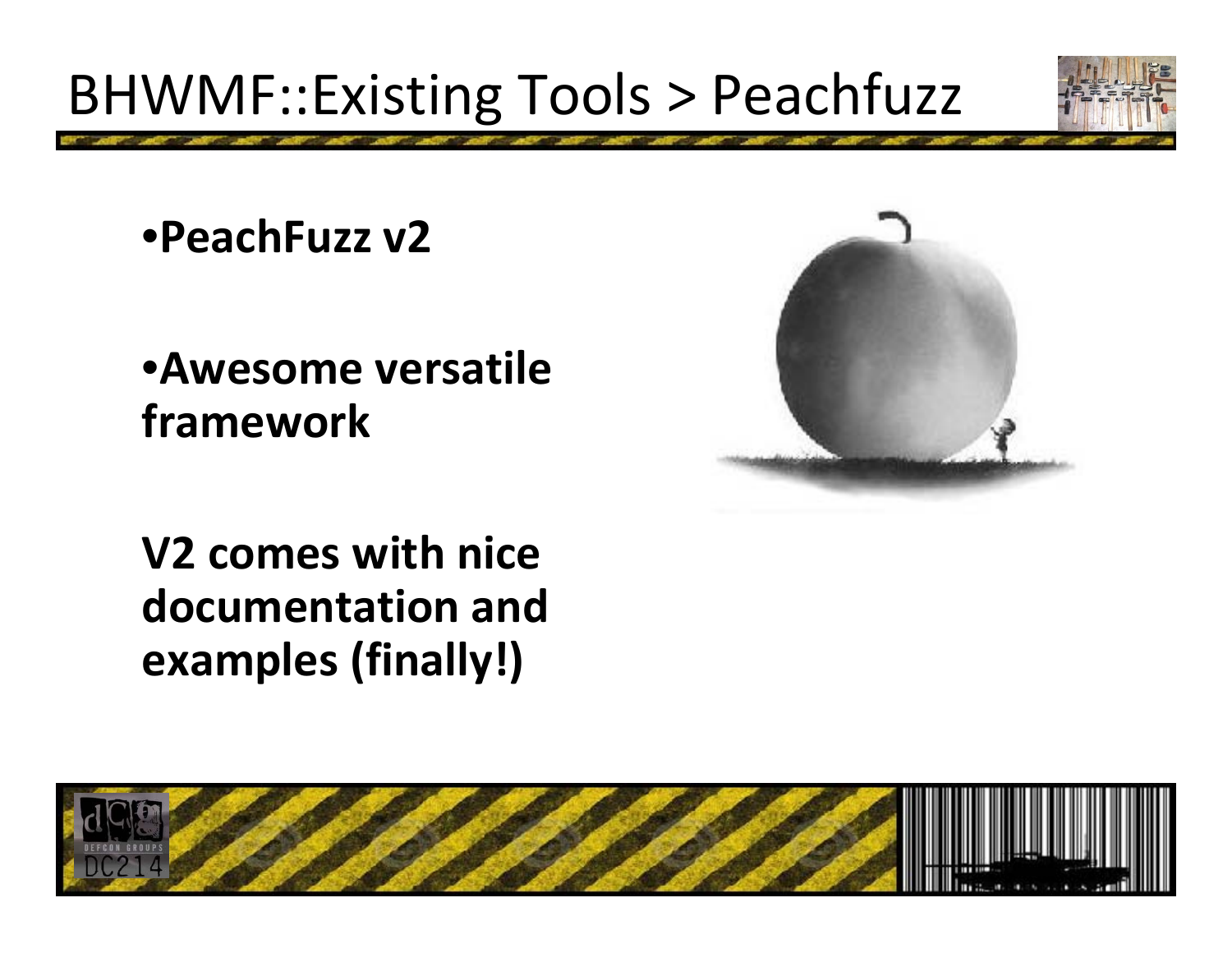# BHWMF::Existing Tools > Peachfuzz

- **PeachFuzz v2**

- **Awesome versatile framework**

**V2 comes with nice documentation and examples (finally!)**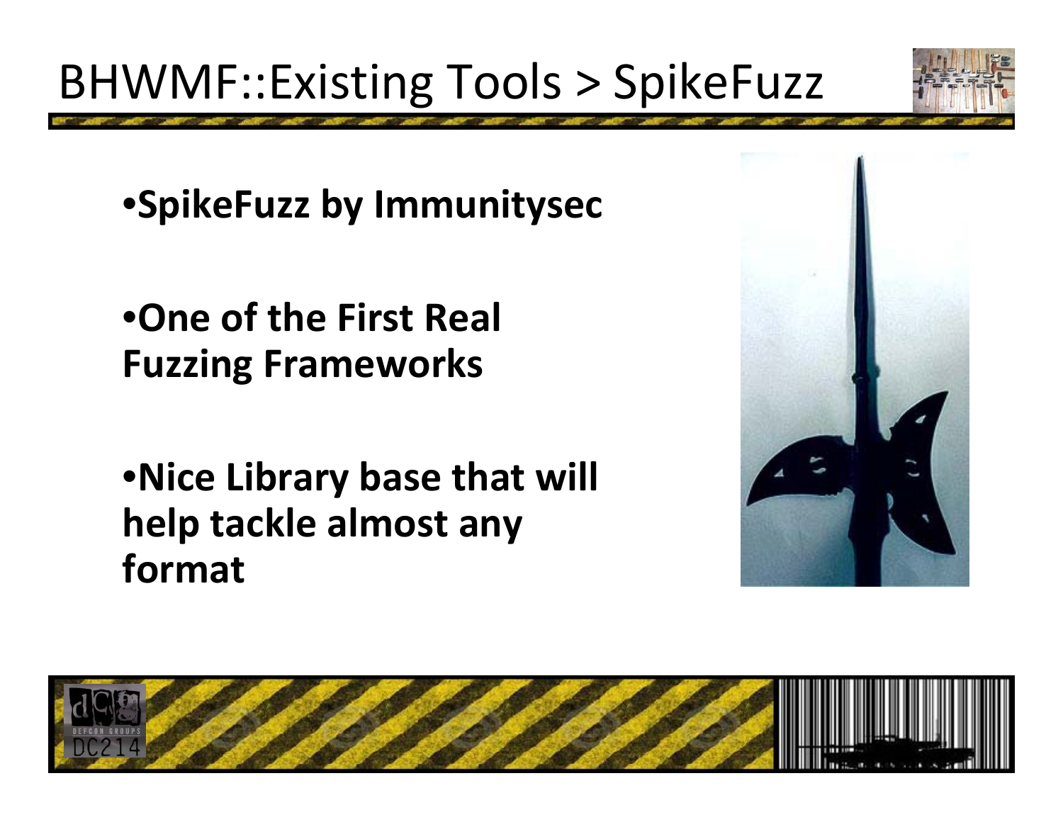# BHWMF::Existing Tools > SpikeFuzz

- **SpikeFuzz by Immunitysec**
- **One of the First Real Fuzzing Frameworks**
- **Nice Library base that will help tackle almost any format**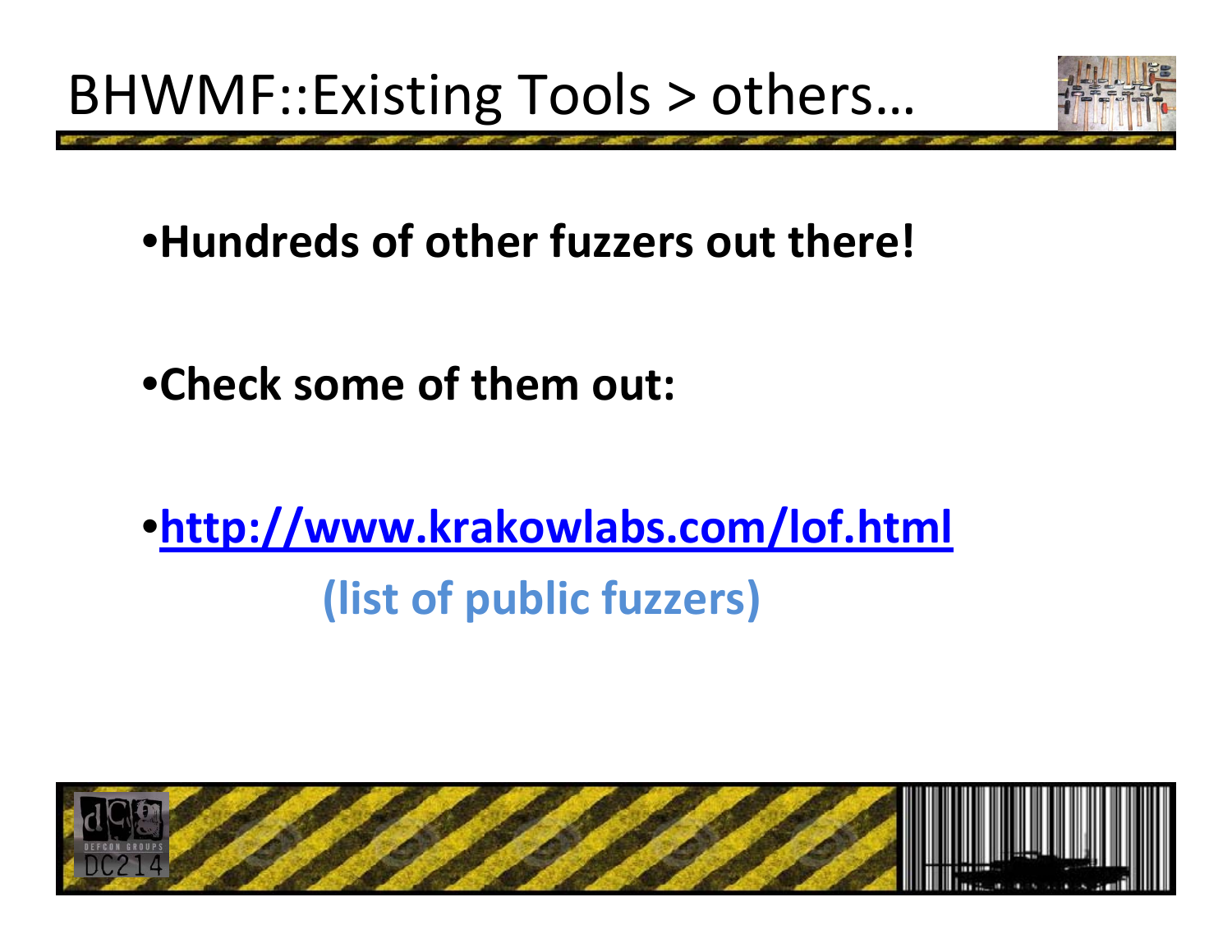# BHWMF::Existing Tools > others…

- **Hundreds of other fuzzers out there!**
- **Check some of them out:**
- **http://www.krakowlabs.com/lof.html**

  **(list of public fuzzers)**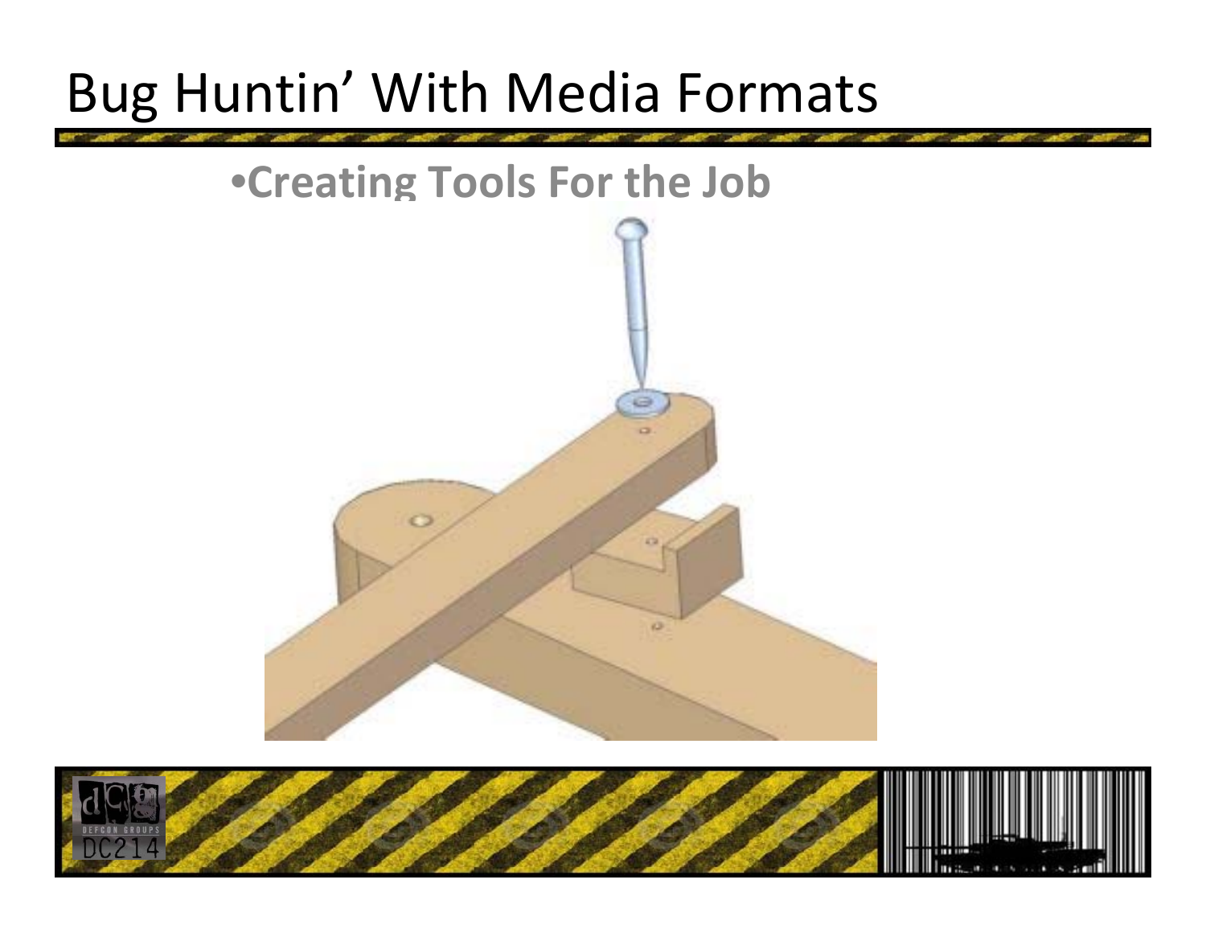# Bug Huntin' With Media Formats

- **Creating Tools For the Job**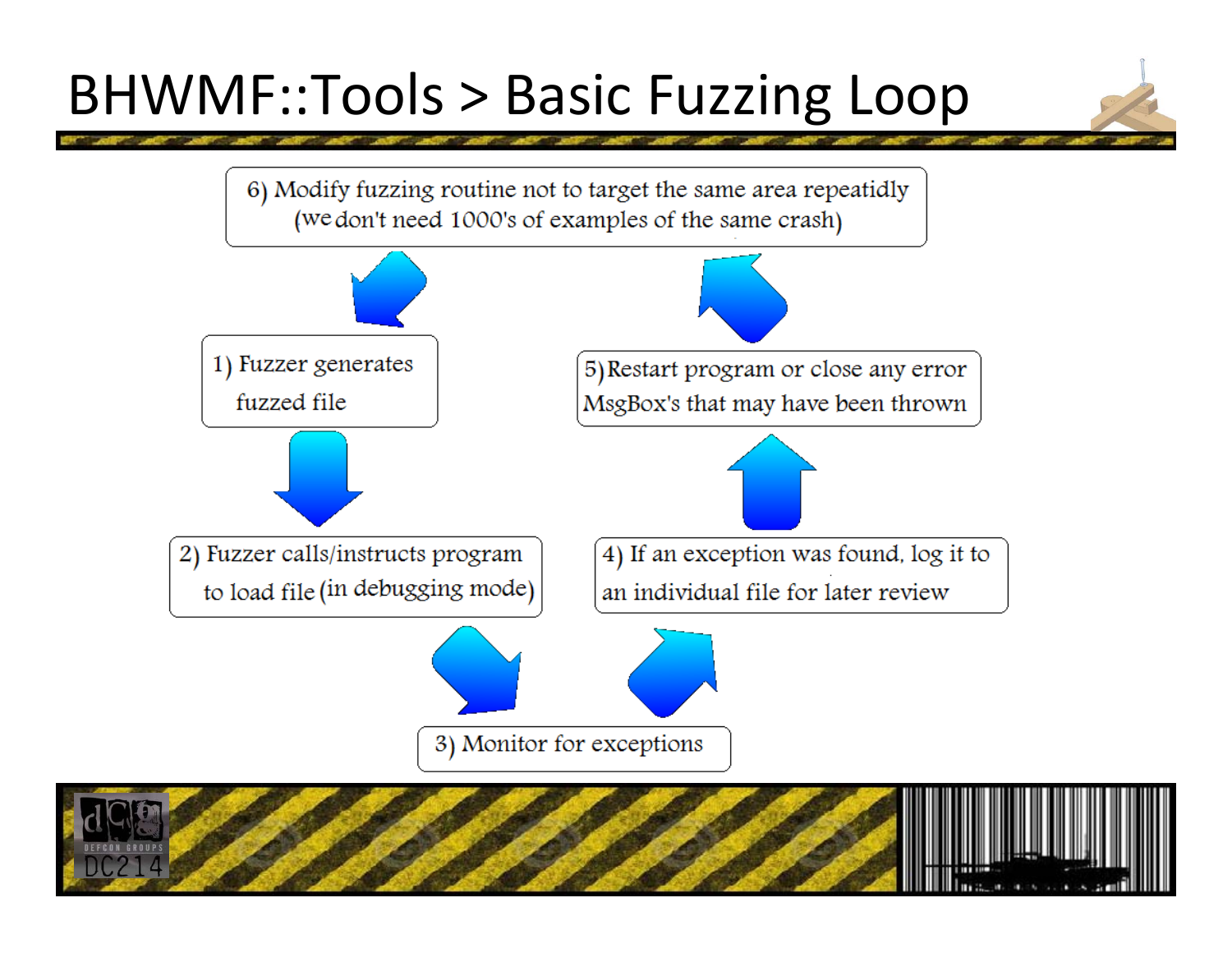# BHWMF::Tools > Basic Fuzzing Loop

1) Fuzzer generates fuzzed file

2) Fuzzer calls/instructs program to load file (in debugging mode)

3) Monitor for exceptions

4) If an exception was found, log it to an individual file for later review

5) Restart program or close any error MsgBox's that may have been thrown

6) Modify fuzzing routine not to target the same area repeatidly (we don't need 1000's of examples of the same crash)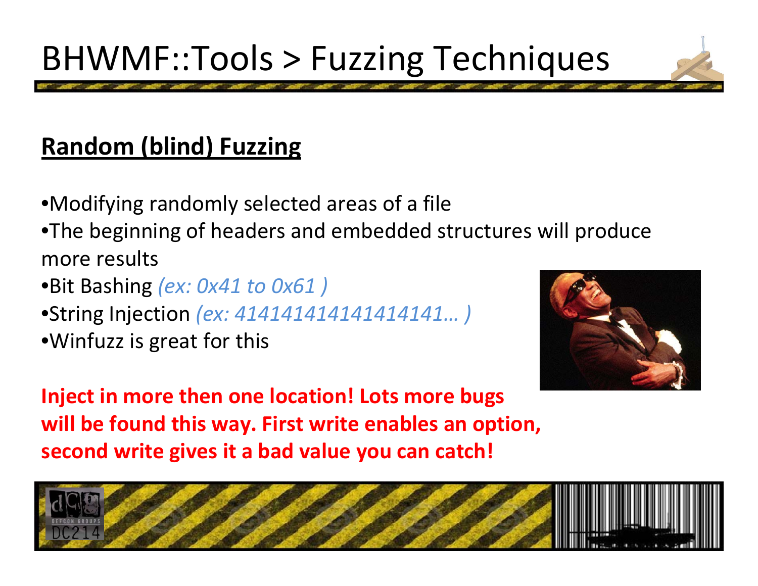# BHWMF::Tools > Fuzzing Techniques

## Random (blind) Fuzzing

- Modifying randomly selected areas of a file
- The beginning of headers and embedded structures will produce more results
- Bit Bashing *(ex: 0x41 to 0x61 )*
- String Injection *(ex: 4141414141414141… )*
- Winfuzz is great for this

**Inject in more then one location! Lots more bugs will be found this way. First write enables an option, second write gives it a bad value you can catch!**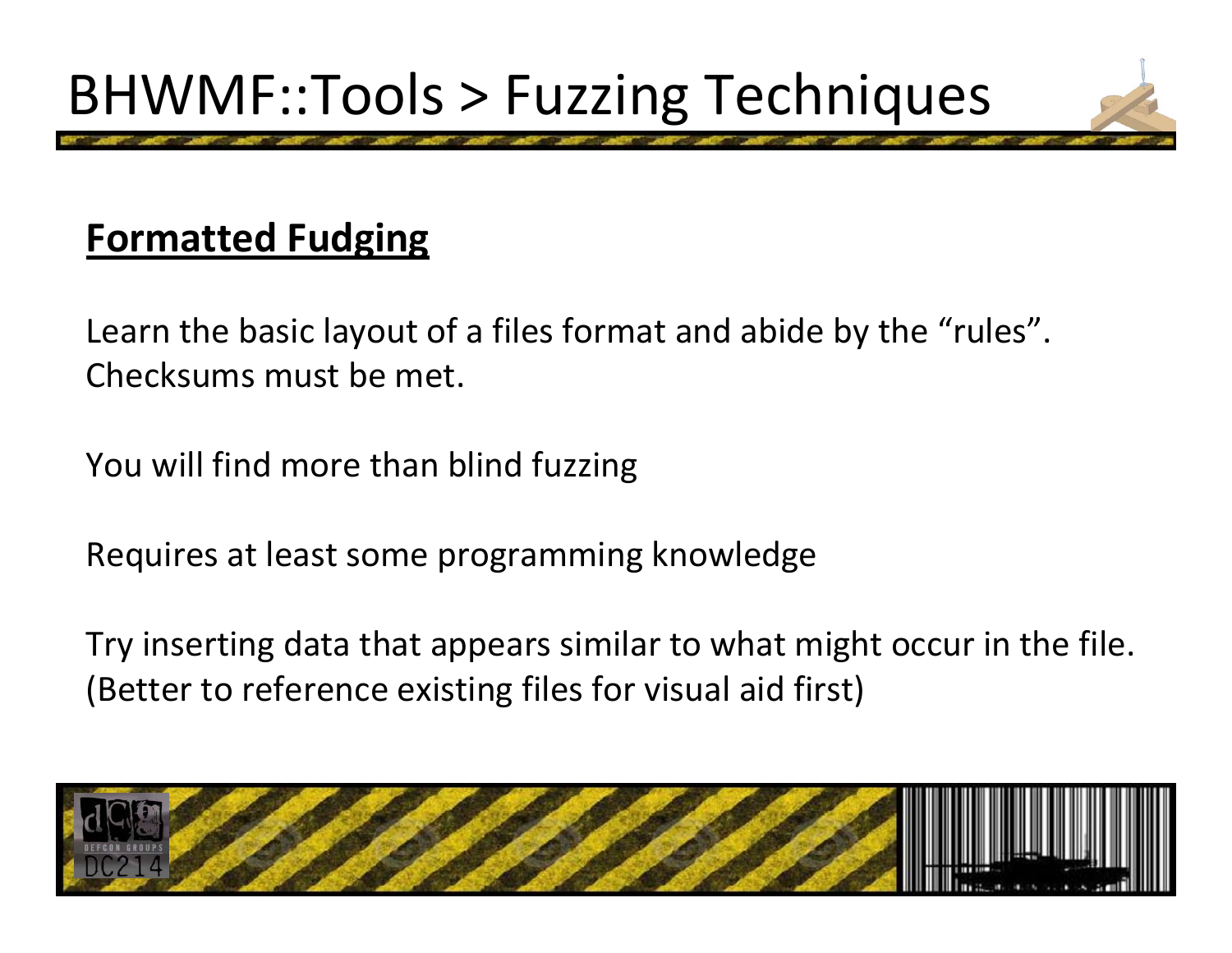# BHWMF::Tools > Fuzzing Techniques

**Formatted Fudging**

Learn the basic layout of a files format and abide by the “rules”. Checksums must be met.

You will find more than blind fuzzing

Requires at least some programming knowledge

Try inserting data that appears similar to what might occur in the file. (Better to reference existing files for visual aid first)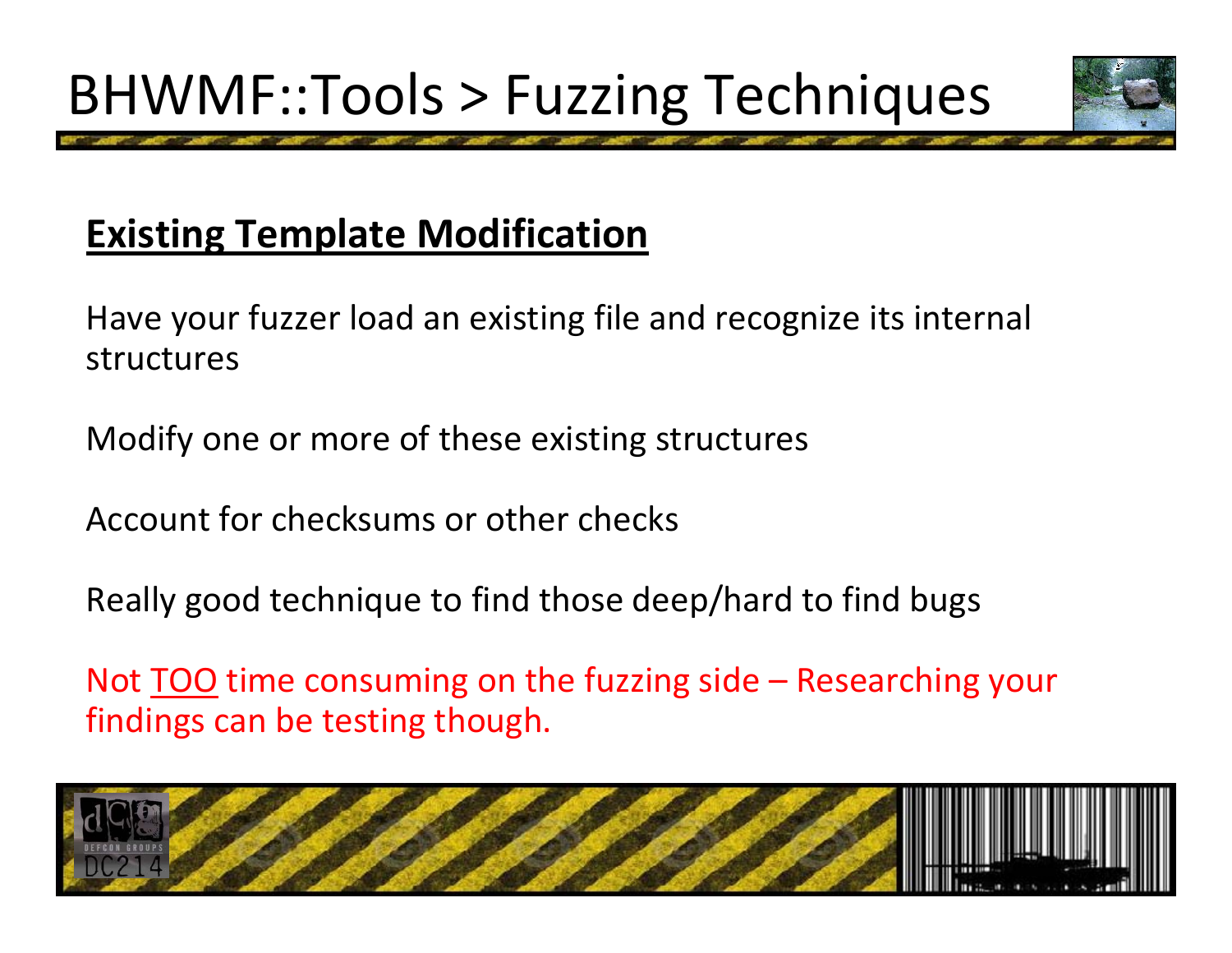# BHWMF::Tools > Fuzzing Techniques

**Existing Template Modification**

Have your fuzzer load an existing file and recognize its internal structures

Modify one or more of these existing structures

Account for checksums or other checks

Really good technique to find those deep/hard to find bugs

Not TOO time consuming on the fuzzing side – Researching your findings can be testing though.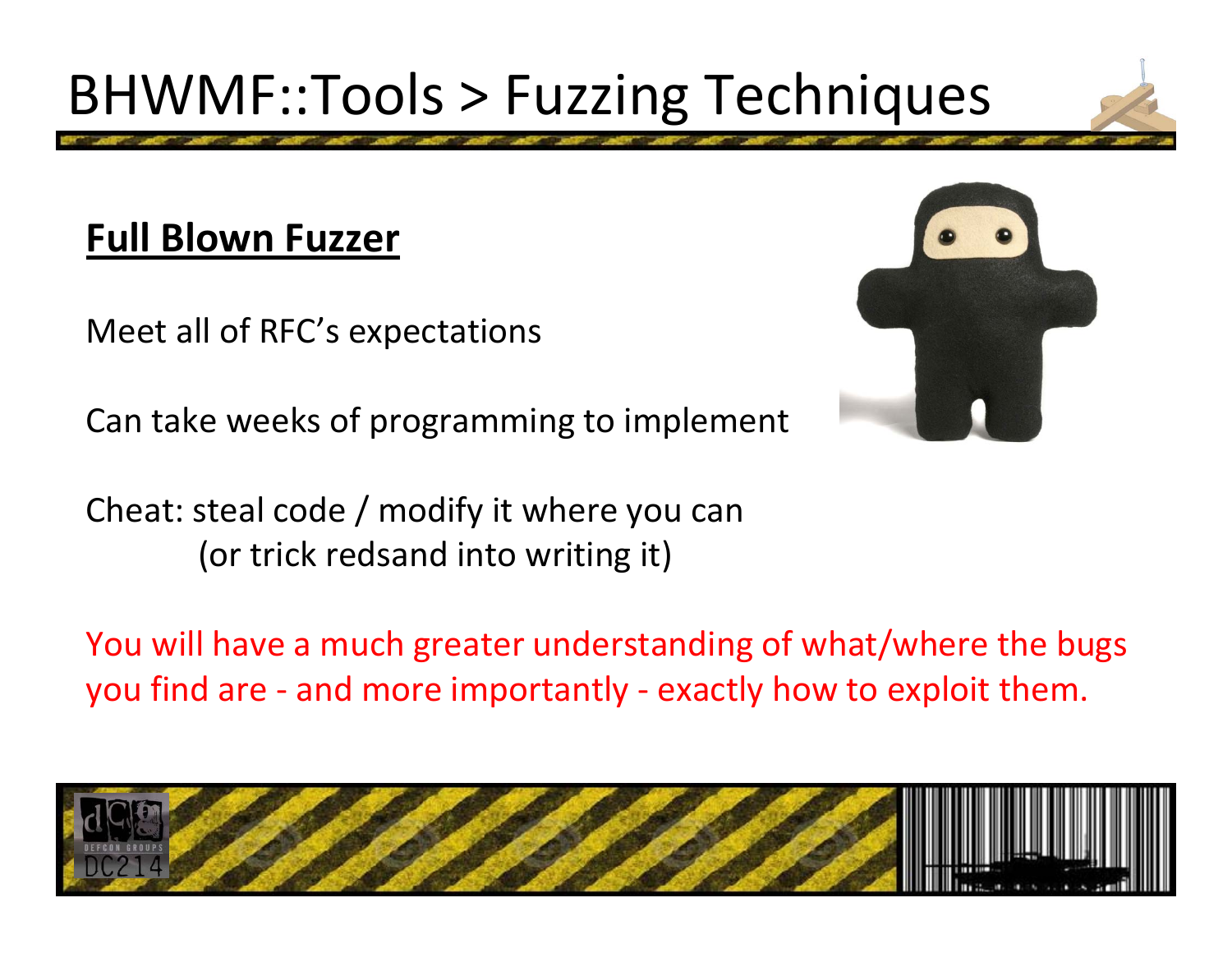# BHWMF::Tools > Fuzzing Techniques

**Full Blown Fuzzer**

Meet all of RFC's expectations

Can take weeks of programming to implement

Cheat: steal code / modify it where you can
(or trick redsand into writing it)

You will have a much greater understanding of what/where the bugs you find are - and more importantly - exactly how to exploit them.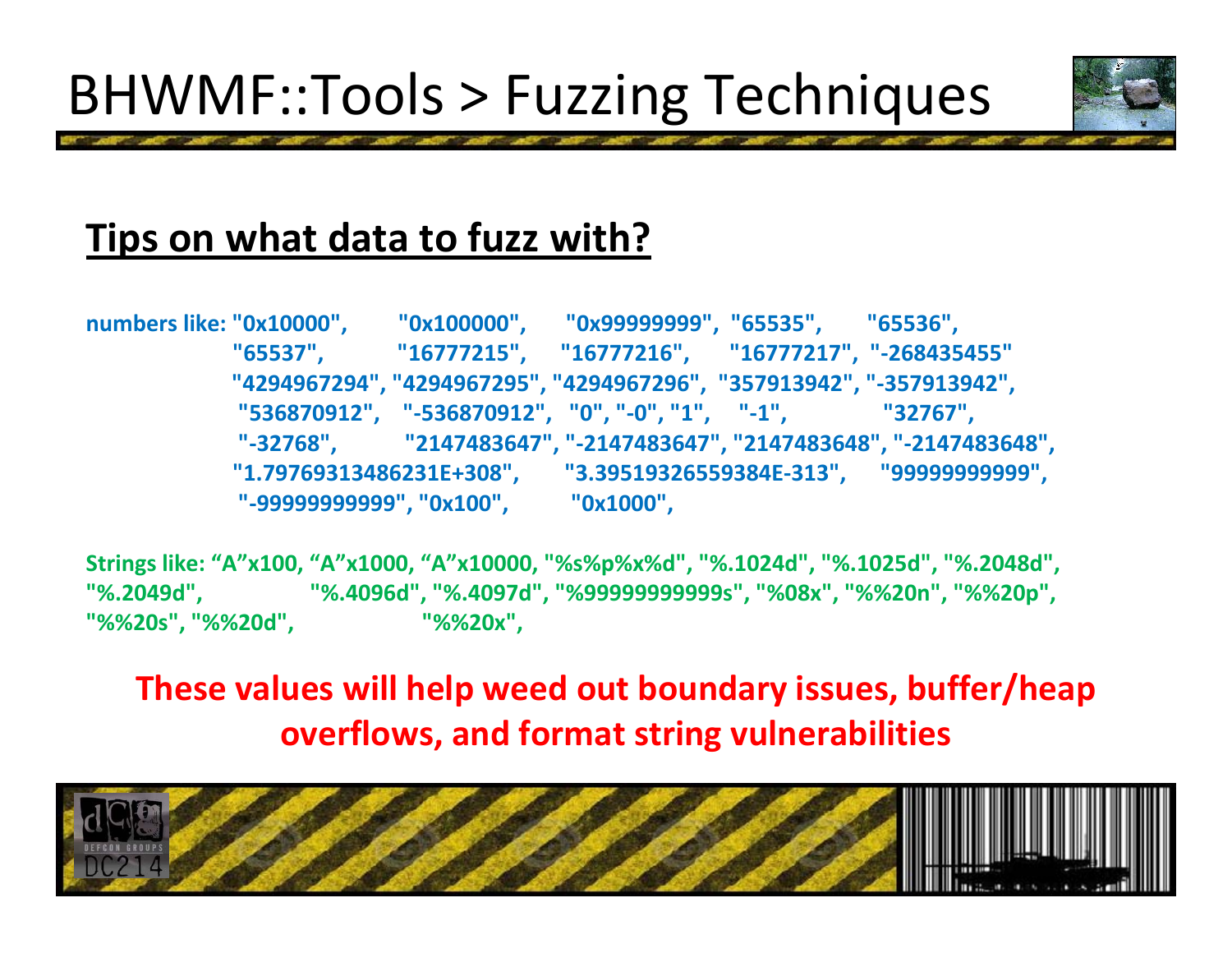# BHWMF::Tools > Fuzzing Techniques

## **Tips on what data to fuzz with?**

**numbers like: "0x10000", "0x100000", "0x99999999", "65535", "65536", "65537", "16777215", "16777216", "16777217", "-268435455" "4294967294", "4294967295", "4294967296", "357913942", "-357913942", "536870912", "-536870912", "0", "-0", "1", "-1", "32767", "-32768", "2147483647", "-2147483647", "2147483648", "-2147483648", "1.79769313486231E+308", "3.39519326559384E-313", "99999999999", "-99999999999", "0x100", "0x1000",**

**Strings like: “A”x100, “A”x1000, “A”x10000, "%s%p%x%d", "%.1024d", "%.1025d", "%.2048d", "%.2049d", "%.4096d", "%.4097d", "%99999999999s", "%08x", "%%20n", "%%20p", "%%20s", "%%20d", "%%20x",**

**These values will help weed out boundary issues, buffer/heap overflows, and format string vulnerabilities**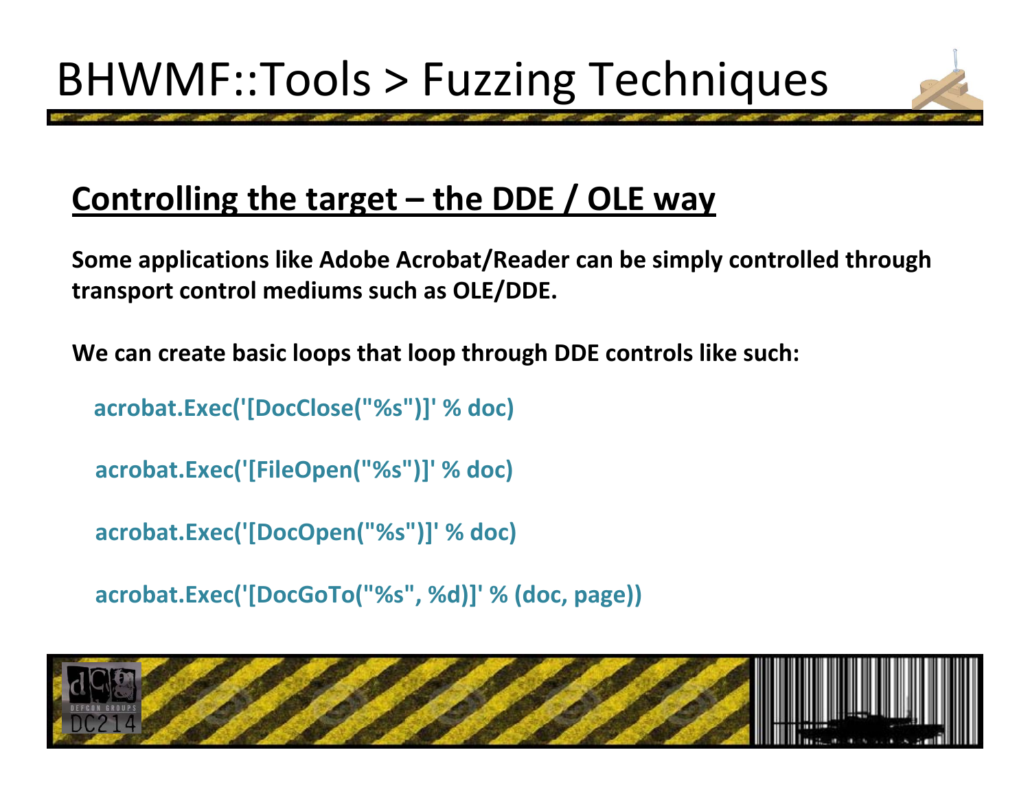# BHWMF::Tools > Fuzzing Techniques

## Controlling the target – the DDE / OLE way

**Some applications like Adobe Acrobat/Reader can be simply controlled through transport control mediums such as OLE/DDE.**

**We can create basic loops that loop through DDE controls like such:**

```
acrobat.Exec('[DocClose("%s")]' % doc)

acrobat.Exec('[FileOpen("%s")]' % doc)

acrobat.Exec('[DocOpen("%s")]' % doc)

acrobat.Exec('[DocGoTo("%s", %d)]' % (doc, page))
```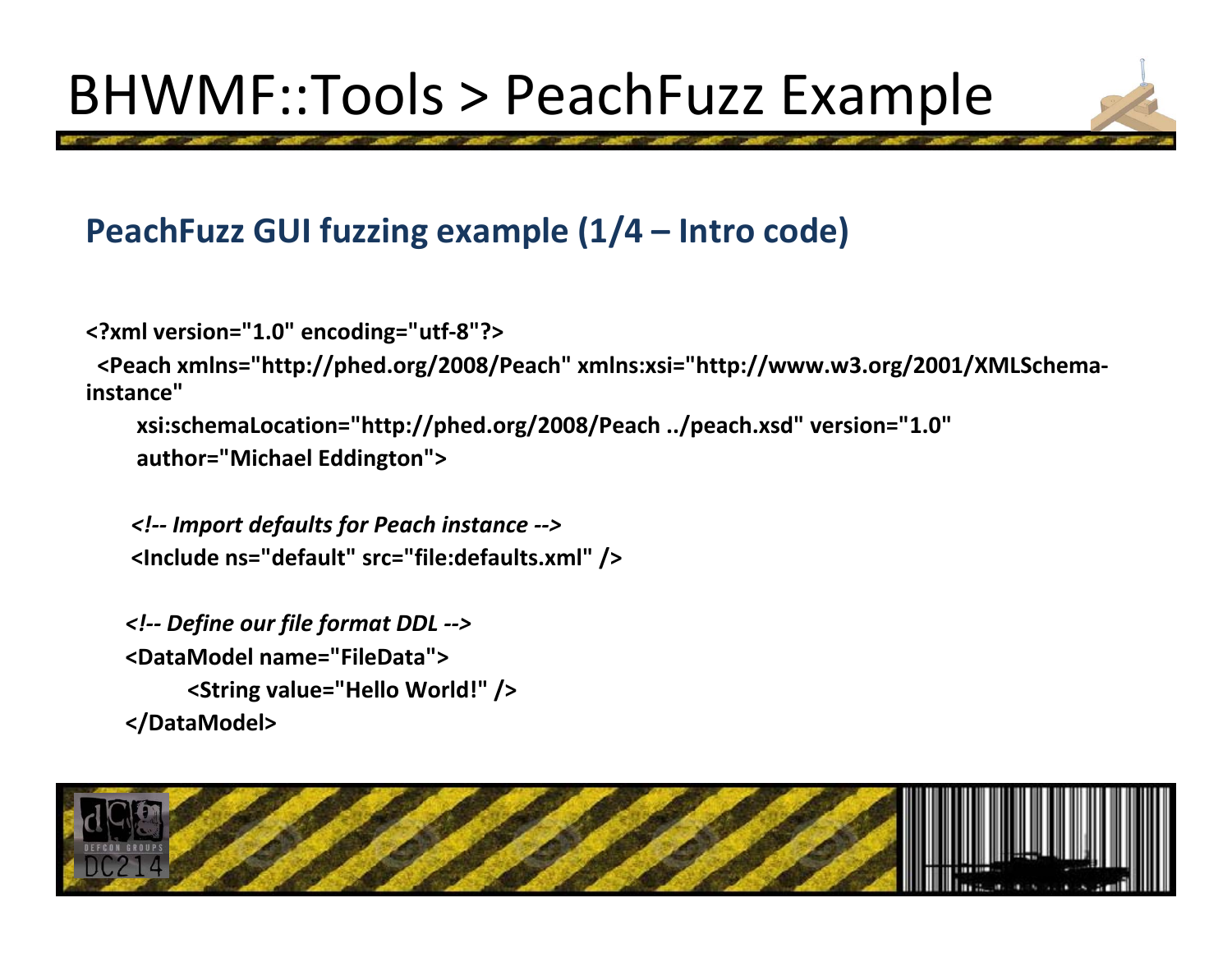# BHWMF::Tools > PeachFuzz Example

## PeachFuzz GUI fuzzing example (1/4 – Intro code)

```xml
<?xml version="1.0" encoding="utf-8"?>
  <Peach xmlns="http://phed.org/2008/Peach" xmlns:xsi="http://www.w3.org/2001/XMLSchema-instance"
        xsi:schemaLocation="http://phed.org/2008/Peach ../peach.xsd" version="1.0"
        author="Michael Eddington">

       <!-- Import defaults for Peach instance -->
       <Include ns="default" src="file:defaults.xml" />

      <!-- Define our file format DDL -->
      <DataModel name="FileData">
              <String value="Hello World!" />
      </DataModel>
```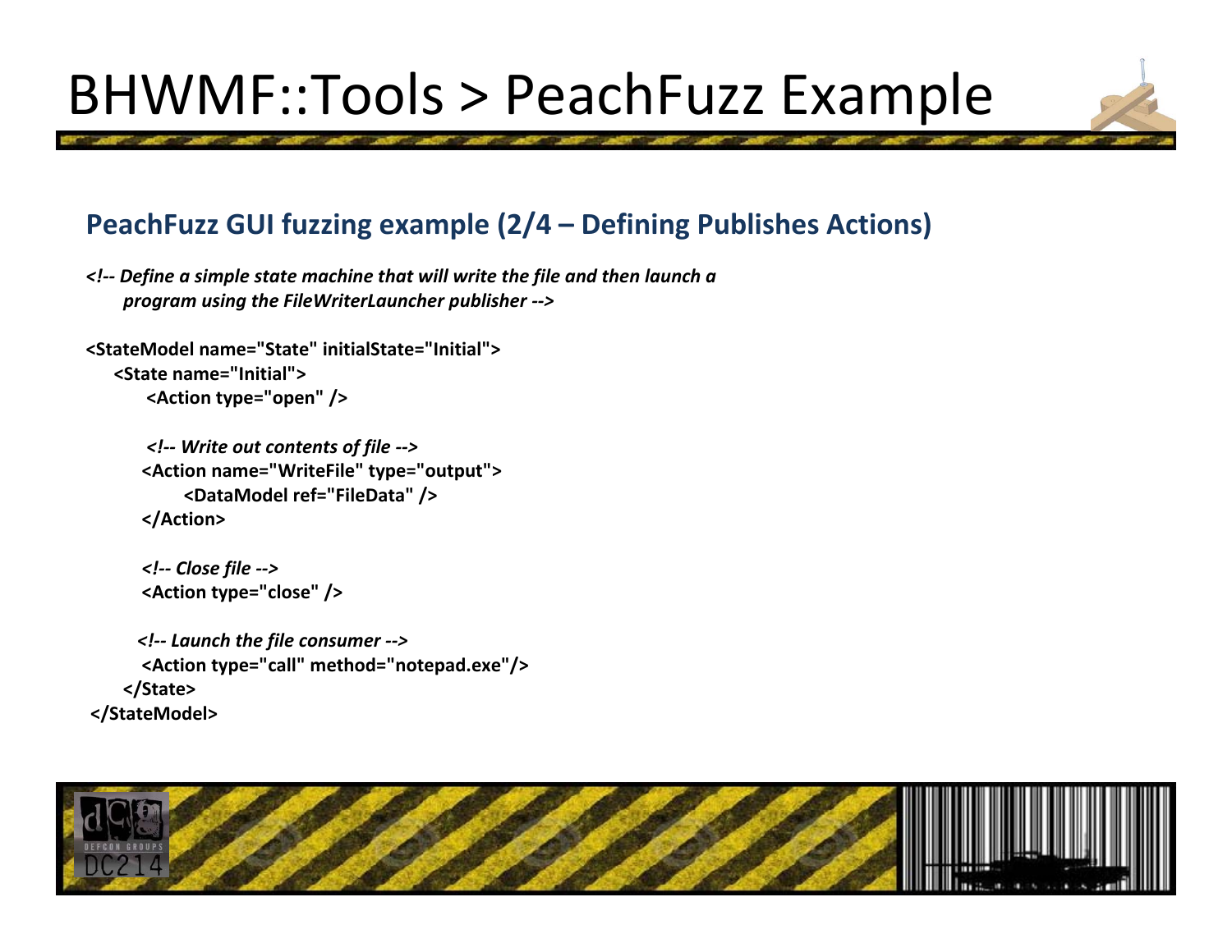# BHWMF::Tools > PeachFuzz Example

## PeachFuzz GUI fuzzing example (2/4 – Defining Publishes Actions)

```
<!-- Define a simple state machine that will write the file and then launch a
     program using the FileWriterLauncher publisher -->

<StateModel name="State" initialState="Initial">
    <State name="Initial">
        <Action type="open" />

        <!-- Write out contents of file -->
        <Action name="WriteFile" type="output">
            <DataModel ref="FileData" />
        </Action>

        <!-- Close file -->
        <Action type="close" />

        <!-- Launch the file consumer -->
        <Action type="call" method="notepad.exe"/>
    </State>
</StateModel>
```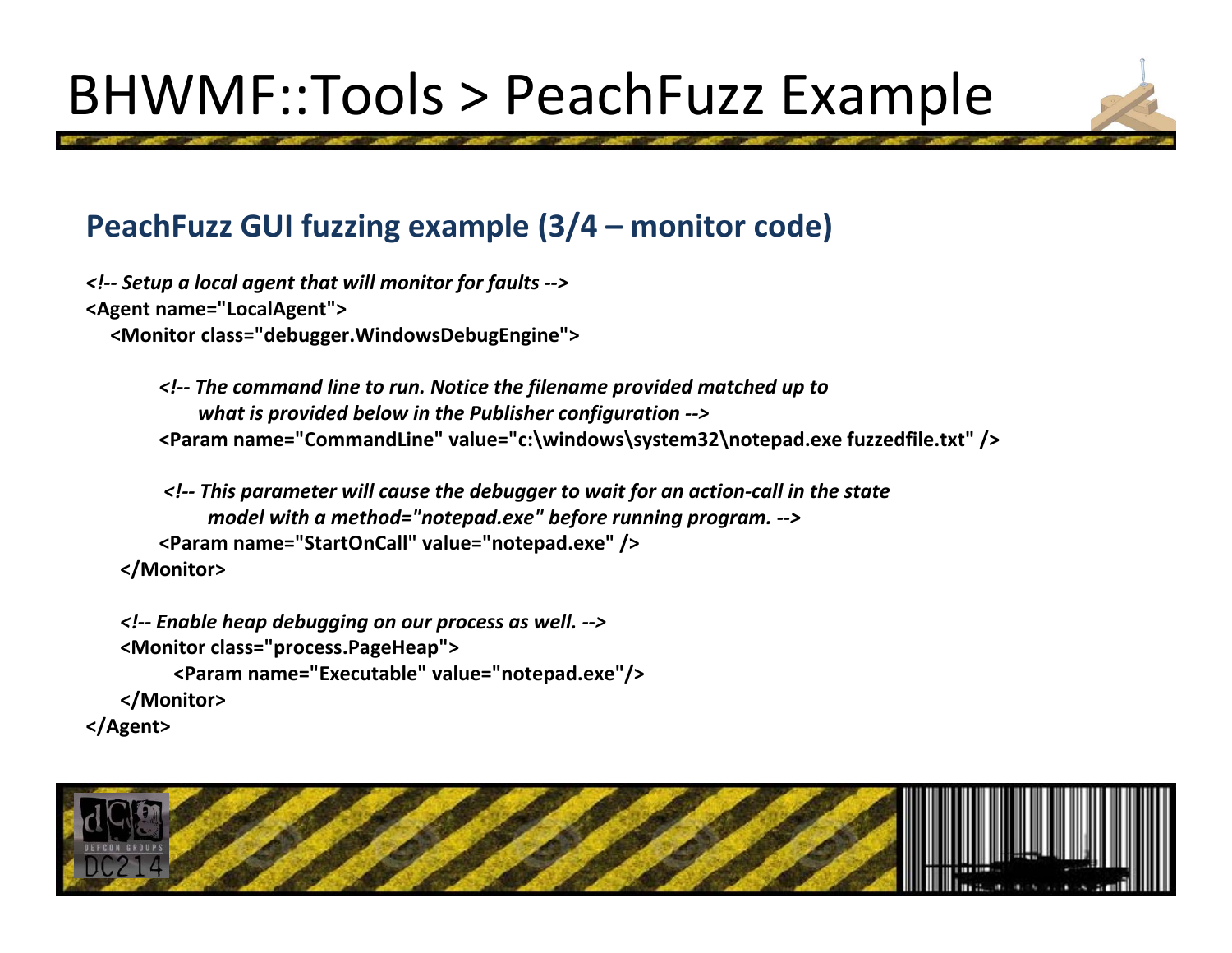# BHWMF::Tools > PeachFuzz Example

## PeachFuzz GUI fuzzing example (3/4 – monitor code)

```
<!-- Setup a local agent that will monitor for faults -->
<Agent name="LocalAgent">
   <Monitor class="debugger.WindowsDebugEngine">

         <!-- The command line to run. Notice the filename provided matched up to
               what is provided below in the Publisher configuration -->
         <Param name="CommandLine" value="c:\windows\system32\notepad.exe fuzzedfile.txt" />

          <!-- This parameter will cause the debugger to wait for an action-call in the state
                model with a method="notepad.exe" before running program. -->
         <Param name="StartOnCall" value="notepad.exe" />
    </Monitor>

    <!-- Enable heap debugging on our process as well. -->
    <Monitor class="process.PageHeap">
           <Param name="Executable" value="notepad.exe"/>
    </Monitor>
</Agent>
```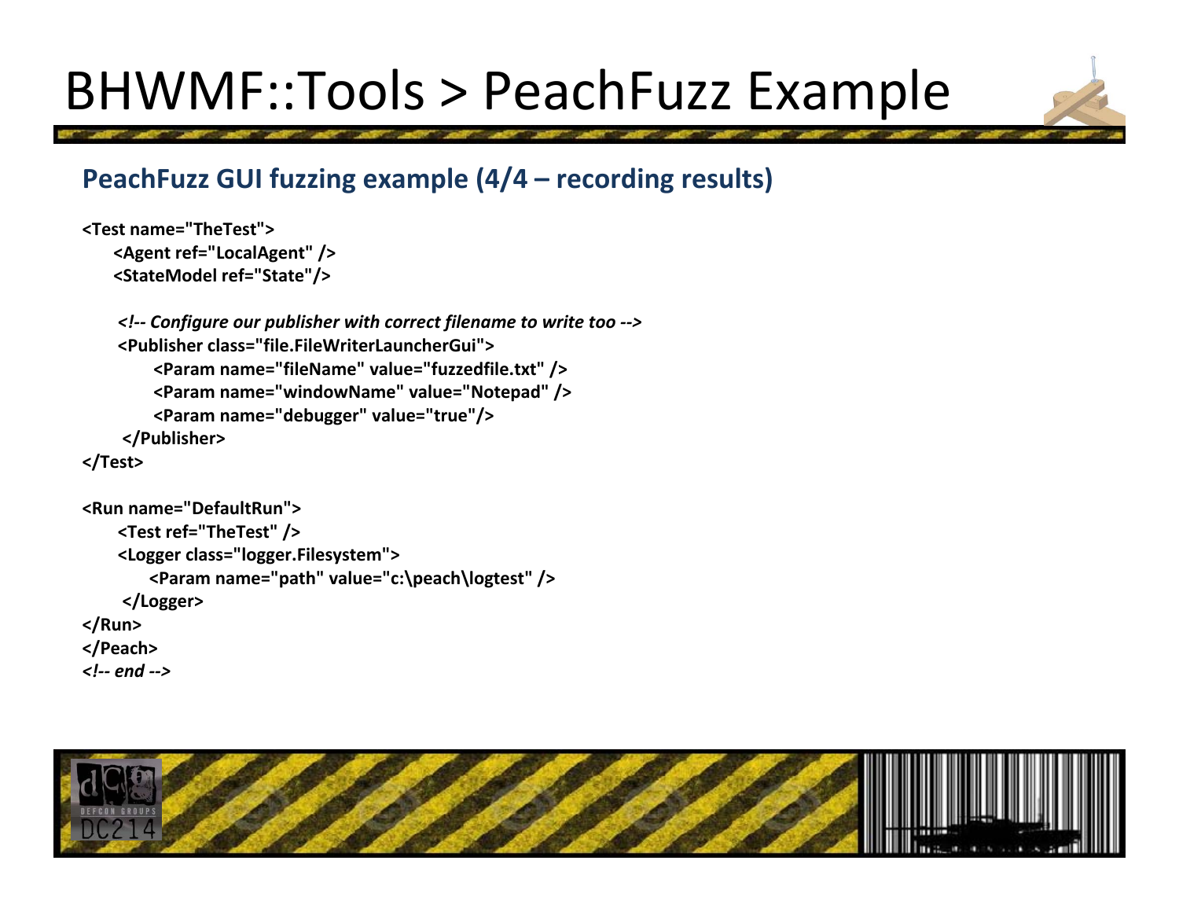# BHWMF::Tools > PeachFuzz Example

## PeachFuzz GUI fuzzing example (4/4 – recording results)

```
<Test name="TheTest">
    <Agent ref="LocalAgent" />
    <StateModel ref="State"/>

    <!-- Configure our publisher with correct filename to write too -->
    <Publisher class="file.FileWriterLauncherGui">
        <Param name="fileName" value="fuzzedfile.txt" />
        <Param name="windowName" value="Notepad" />
        <Param name="debugger" value="true"/>
    </Publisher>
</Test>

<Run name="DefaultRun">
    <Test ref="TheTest" />
    <Logger class="logger.Filesystem">
        <Param name="path" value="c:\peach\logtest" />
    </Logger>
</Run>
</Peach>
<!-- end -->
```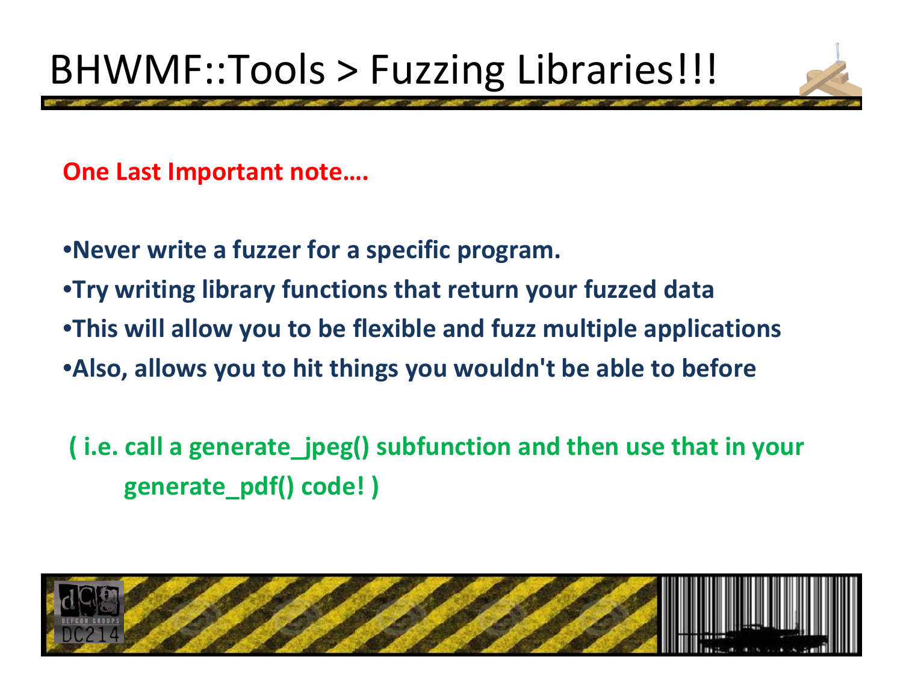# BHWMF::Tools > Fuzzing Libraries!!!

**One Last Important note….**

- **Never write a fuzzer for a specific program.**
- **Try writing library functions that return your fuzzed data**
- **This will allow you to be flexible and fuzz multiple applications**
- **Also, allows you to hit things you wouldn't be able to before**

**( i.e. call a generate_jpeg() subfunction and then use that in your generate_pdf() code! )**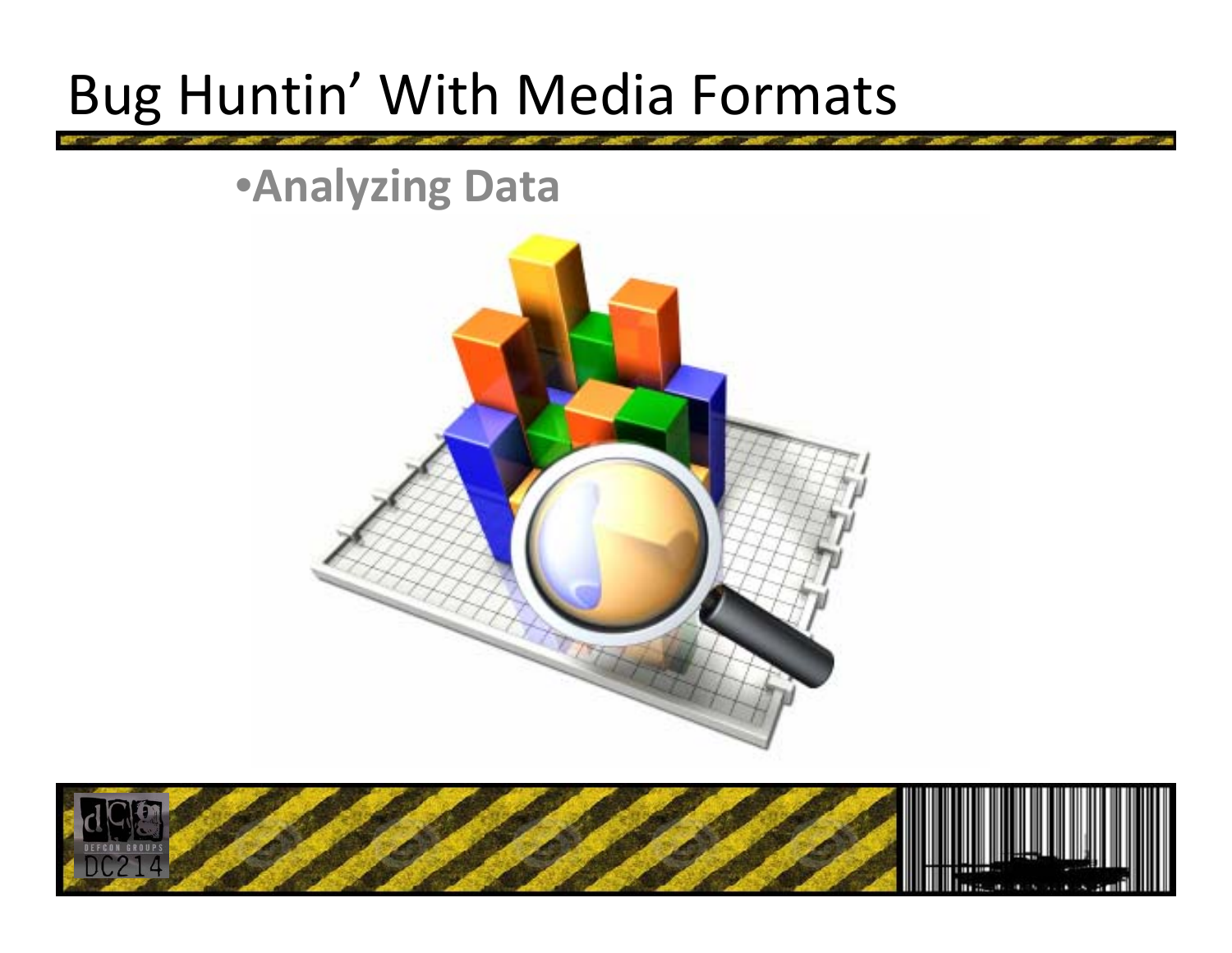# Bug Huntin' With Media Formats

- **Analyzing Data**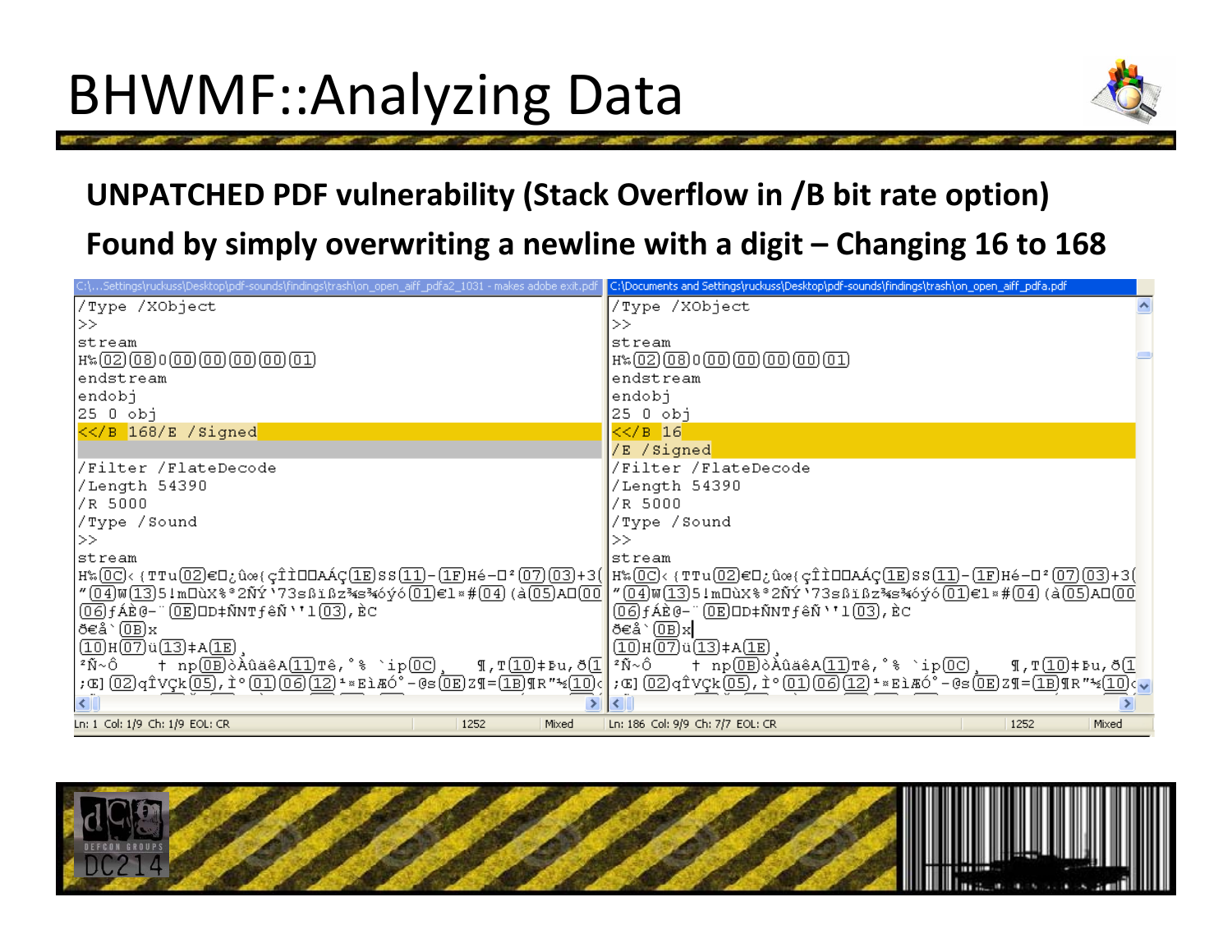# BHWMF::Analyzing Data

**UNPATCHED PDF vulnerability (Stack Overflow in /B bit rate option)**

**Found by simply overwriting a newline with a digit – Changing 16 to 168**

C:\...Settings\ruckuss\Desktop\pdf-sounds\findings\trash\on_open_aiff_pdfa2_1031 - makes adobe exit.pdf

```
/Type /XObject
>>
stream
...
endstream
endobj
25 0 obj
<</B 168/E /Signed

/Filter /FlateDecode
/Length 54390
/R 5000
/Type /Sound
>>
stream
```

C:\Documents and Settings\ruckuss\Desktop\pdf-sounds\findings\trash\on_open_aiff_pdfa.pdf

```
/Type /XObject
>>
stream
...
endstream
endobj
25 0 obj
<</B 16
/E /Signed
/Filter /FlateDecode
/Length 54390
/R 5000
/Type /Sound
>>
stream
```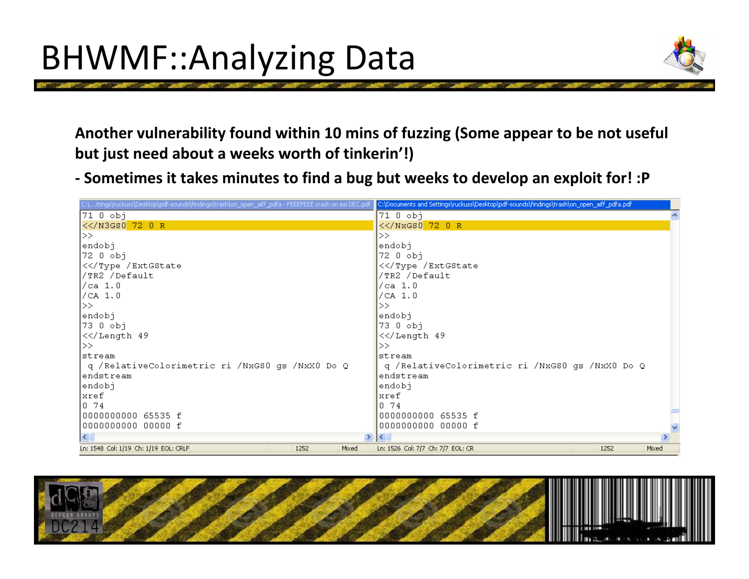# BHWMF::Analyzing Data

**Another vulnerability found within 10 mins of fuzzing (Some appear to be not useful but just need about a weeks worth of tinkerin'!)**

**- Sometimes it takes minutes to find a bug but weeks to develop an exploit for! :P**

C:\...ttings\ruckuss\Desktop\pdf-sounds\findings\trash\on_open_aiff_pdfa - FEEEFEEE crash on esi DEC.pdf

```
71 0 obj
<</N3GS0 72 0 R
>>
endobj
72 0 obj
<</Type /ExtGState
/TR2 /Default
/ca 1.0
/CA 1.0
>>
endobj
73 0 obj
<</Length 49
>>
stream
 q /RelativeColorimetric ri /NxGS0 gs /NxX0 Do Q
endstream
endobj
xref
0 74
0000000000 65535 f
0000000000 00000 f
```

Ln: 1548 Col: 1/19 Ch: 1/19 EOL: CRLF | 1252 | Mixed

C:\Documents and Settings\ruckuss\Desktop\pdf-sounds\findings\trash\on_open_aiff_pdfa.pdf

```
71 0 obj
<</NxGS0 72 0 R
>>
endobj
72 0 obj
<</Type /ExtGState
/TR2 /Default
/ca 1.0
/CA 1.0
>>
endobj
73 0 obj
<</Length 49
>>
stream
 q /RelativeColorimetric ri /NxGS0 gs /NxX0 Do Q
endstream
endobj
xref
0 74
0000000000 65535 f
0000000000 00000 f
```

Ln: 1526 Col: 7/7 Ch: 7/7 EOL: CR | 1252 | Mixed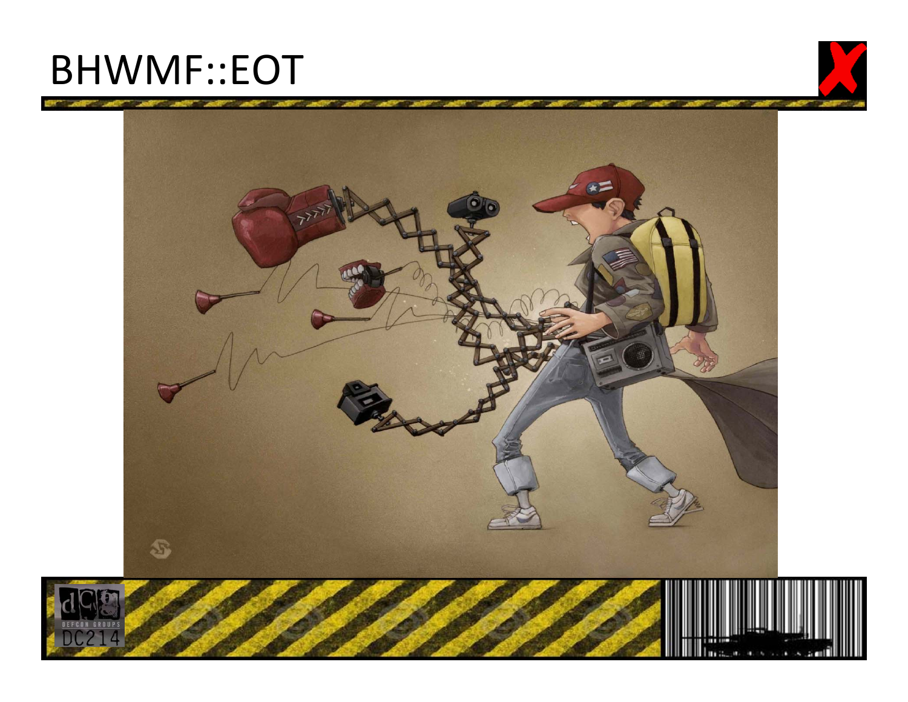# BHWMF::EOT